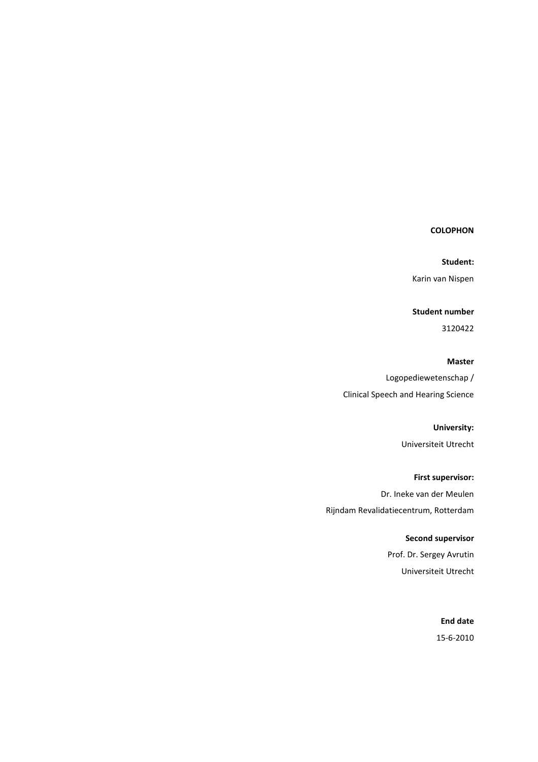**COLOPHON**

**Student:**

Karin van Nispen

**Student number**

3120422

**Master**

Logopediewetenschap /

Clinical Speech and Hearing Science

**University:**

Universiteit Utrecht

**First supervisor:**

Dr. Ineke van der Meulen

Rijndam Revalidatiecentrum, Rotterdam

**Second supervisor**

Prof. Dr. Sergey Avrutin

Universiteit Utrecht

**End date**

15-6-2010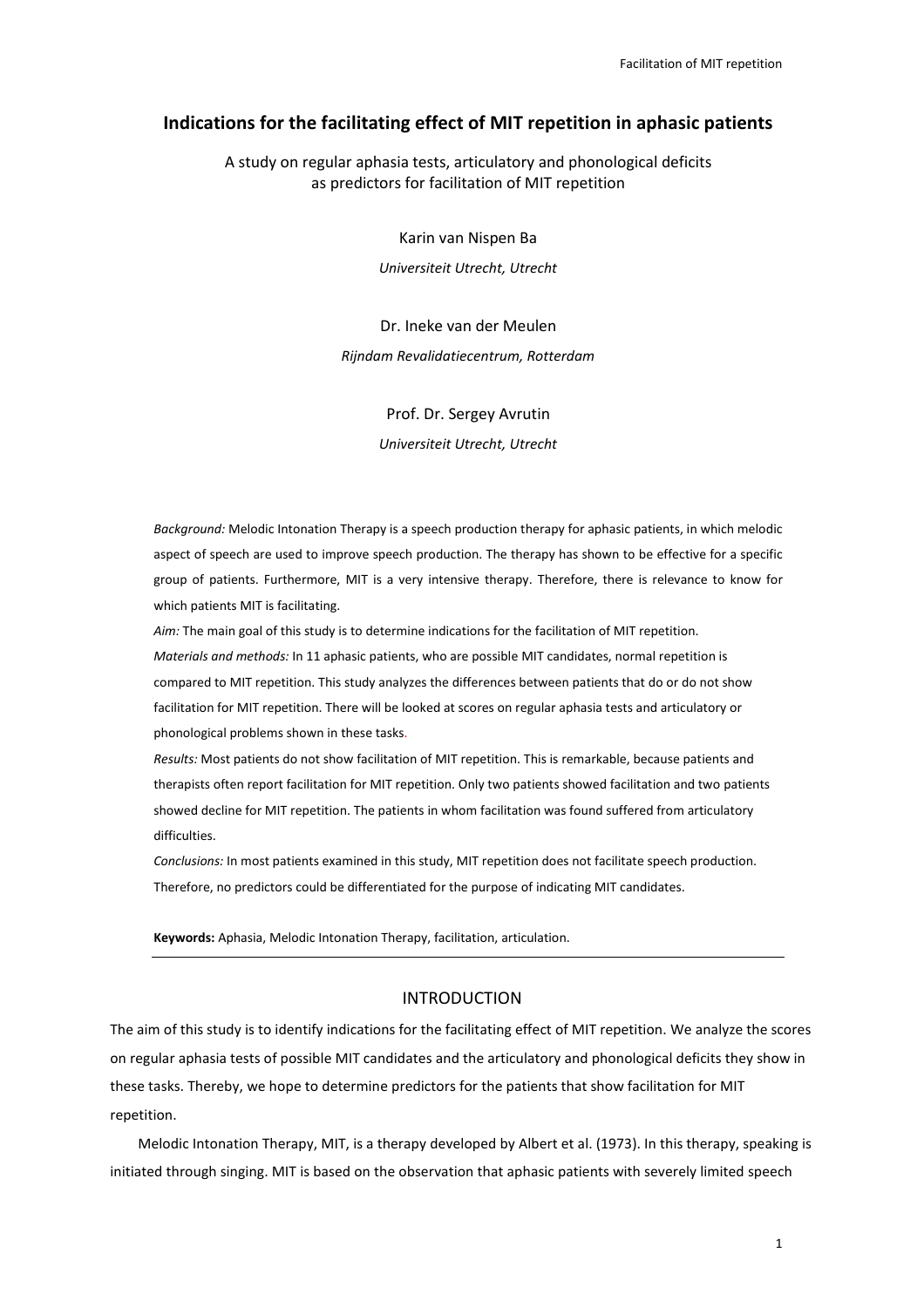# Indications for the facilitating effect of MIT repetition in aphasic patients

A study on regular aphasia tests, articulatory and phonological deficits as predictors for facilitation of MIT repetition

Karin van Nispen Ba

*Universiteit Utrecht, Utrecht*

Dr. Ineke van der Meulen

*Rijndam Revalidatiecentrum, Rotterdam*

Prof. Dr. Sergey Avrutin

*Universiteit Utrecht, Utrecht*

*Background:* Melodic Intonation Therapy is a speech production therapy for aphasic patients, in which melodic aspect of speech are used to improve speech production. The therapy has shown to be effective for a specific group of patients. Furthermore, MIT is a very intensive therapy. Therefore, there is relevance to know for which patients MIT is facilitating.

*Aim:* The main goal of this study is to determine indications for the facilitation of MIT repetition.

*Materials and methods:* In 11 aphasic patients, who are possible MIT candidates, normal repetition is compared to MIT repetition. This study analyzes the differences between patients that do or do not show facilitation for MIT repetition. There will be looked at scores on regular aphasia tests and articulatory or phonological problems shown in these tasks.

*Results:* Most patients do not show facilitation of MIT repetition. This is remarkable, because patients and therapists often report facilitation for MIT repetition. Only two patients showed facilitation and two patients showed decline for MIT repetition. The patients in whom facilitation was found suffered from articulatory difficulties.

*Conclusions:* In most patients examined in this study, MIT repetition does not facilitate speech production. Therefore, no predictors could be differentiated for the purpose of indicating MIT candidates.

**Keywords:** Aphasia, Melodic Intonation Therapy, facilitation, articulation.

---

## INTRODUCTION

The aim of this study is to identify indications for the facilitating effect of MIT repetition. We analyze the scores on regular aphasia tests of possible MIT candidates and the articulatory and phonological deficits they show in these tasks. Thereby, we hope to determine predictors for the patients that show facilitation for MIT repetition.

Melodic Intonation Therapy, MIT, is a therapy developed by Albert et al. (1973). In this therapy, speaking is initiated through singing. MIT is based on the observation that aphasic patients with severely limited speech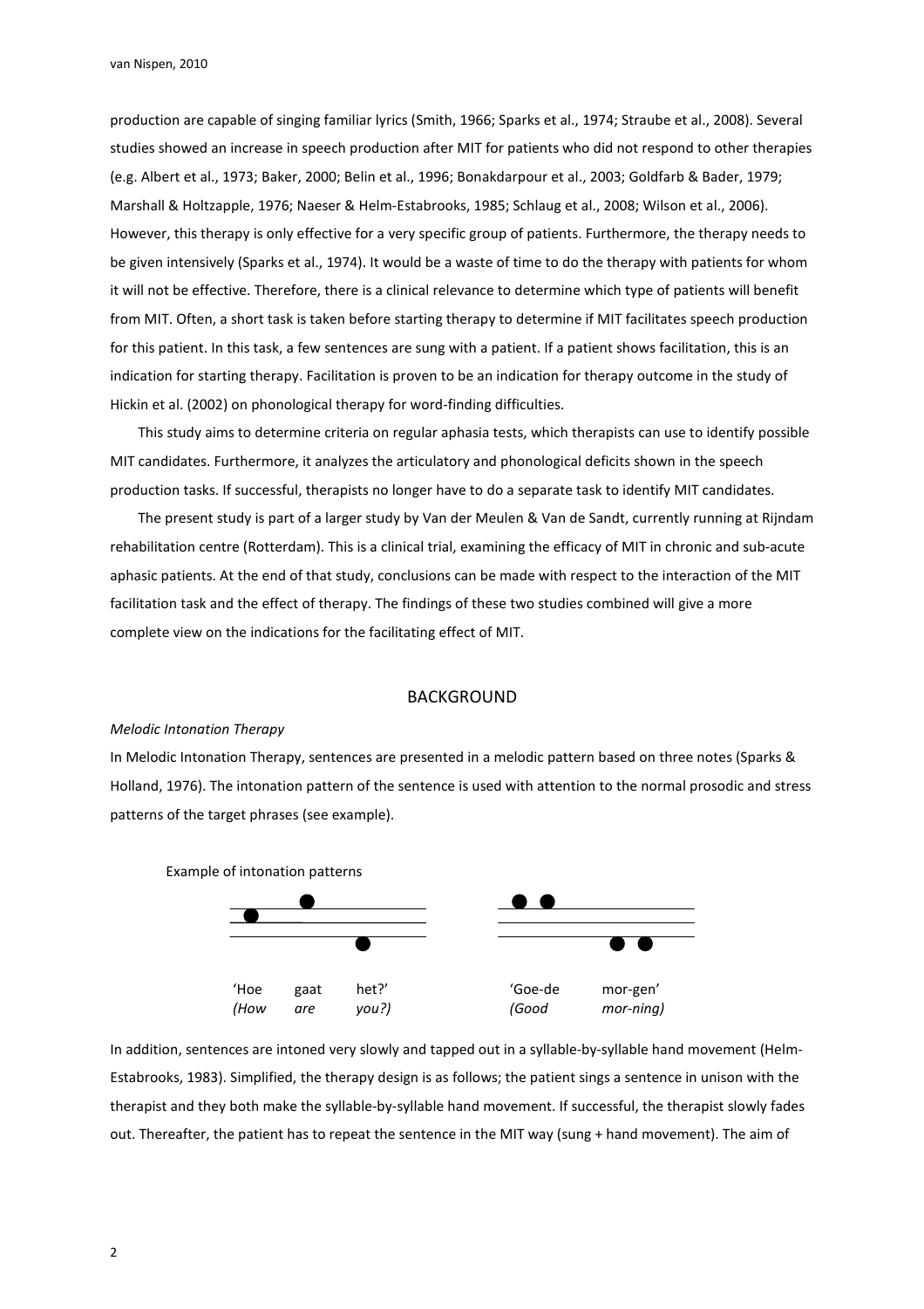production are capable of singing familiar lyrics (Smith, 1966; Sparks et al., 1974; Straube et al., 2008). Several studies showed an increase in speech production after MIT for patients who did not respond to other therapies (e.g. Albert et al., 1973; Baker, 2000; Belin et al., 1996; Bonakdarpour et al., 2003; Goldfarb & Bader, 1979; Marshall & Holtzapple, 1976; Naeser & Helm-Estabrooks, 1985; Schlaug et al., 2008; Wilson et al., 2006). However, this therapy is only effective for a very specific group of patients. Furthermore, the therapy needs to be given intensively (Sparks et al., 1974). It would be a waste of time to do the therapy with patients for whom it will not be effective. Therefore, there is a clinical relevance to determine which type of patients will benefit from MIT. Often, a short task is taken before starting therapy to determine if MIT facilitates speech production for this patient. In this task, a few sentences are sung with a patient. If a patient shows facilitation, this is an indication for starting therapy. Facilitation is proven to be an indication for therapy outcome in the study of Hickin et al. (2002) on phonological therapy for word-finding difficulties.

This study aims to determine criteria on regular aphasia tests, which therapists can use to identify possible MIT candidates. Furthermore, it analyzes the articulatory and phonological deficits shown in the speech production tasks. If successful, therapists no longer have to do a separate task to identify MIT candidates.

The present study is part of a larger study by Van der Meulen & Van de Sandt, currently running at Rijndam rehabilitation centre (Rotterdam). This is a clinical trial, examining the efficacy of MIT in chronic and sub-acute aphasic patients. At the end of that study, conclusions can be made with respect to the interaction of the MIT facilitation task and the effect of therapy. The findings of these two studies combined will give a more complete view on the indications for the facilitating effect of MIT.

## BACKGROUND

*Melodic Intonation Therapy*

In Melodic Intonation Therapy, sentences are presented in a melodic pattern based on three notes (Sparks & Holland, 1976). The intonation pattern of the sentence is used with attention to the normal prosodic and stress patterns of the target phrases (see example).

Example of intonation patterns

'Hoe gaat het?' *(How are you?)*  'Goe-de mor-gen' *(Good mor-ning)*

In addition, sentences are intoned very slowly and tapped out in a syllable-by-syllable hand movement (Helm-Estabrooks, 1983). Simplified, the therapy design is as follows; the patient sings a sentence in unison with the therapist and they both make the syllable-by-syllable hand movement. If successful, the therapist slowly fades out. Thereafter, the patient has to repeat the sentence in the MIT way (sung + hand movement). The aim of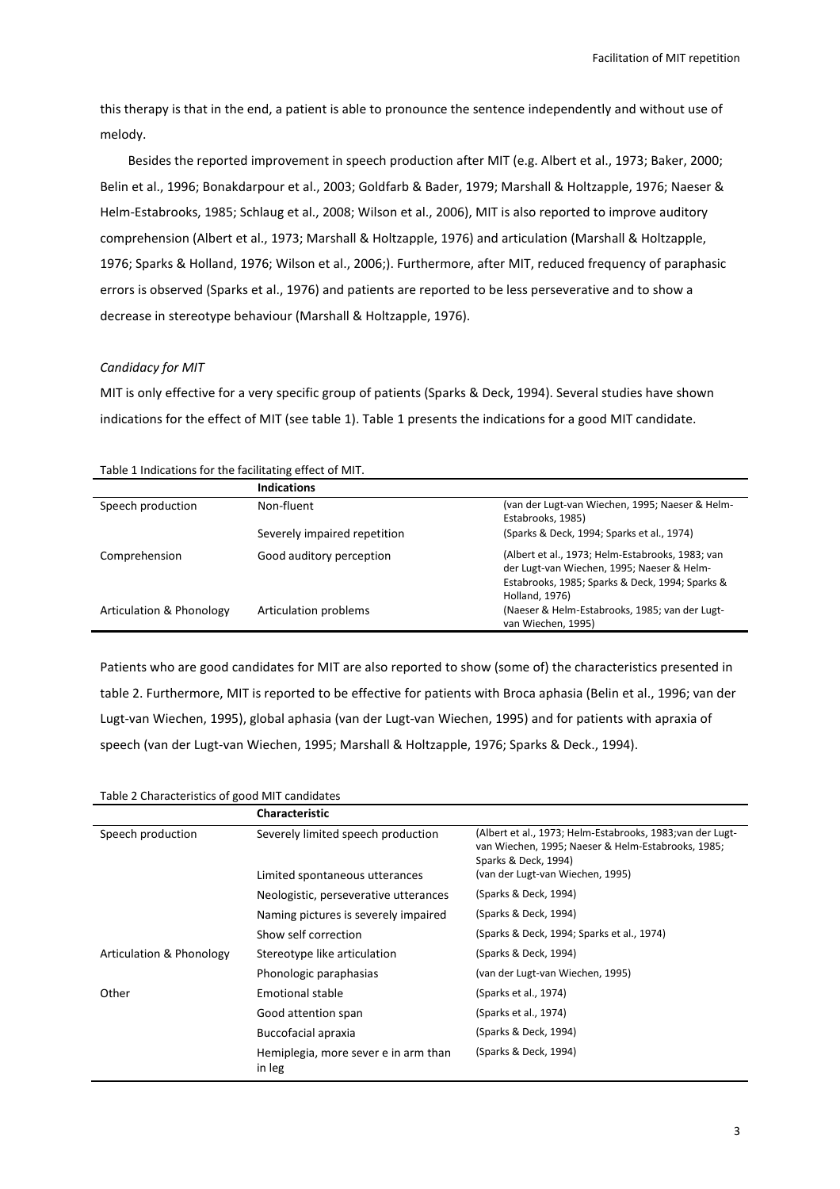this therapy is that in the end, a patient is able to pronounce the sentence independently and without use of melody.

Besides the reported improvement in speech production after MIT (e.g. Albert et al., 1973; Baker, 2000; Belin et al., 1996; Bonakdarpour et al., 2003; Goldfarb & Bader, 1979; Marshall & Holtzapple, 1976; Naeser & Helm-Estabrooks, 1985; Schlaug et al., 2008; Wilson et al., 2006), MIT is also reported to improve auditory comprehension (Albert et al., 1973; Marshall & Holtzapple, 1976) and articulation (Marshall & Holtzapple, 1976; Sparks & Holland, 1976; Wilson et al., 2006;). Furthermore, after MIT, reduced frequency of paraphasic errors is observed (Sparks et al., 1976) and patients are reported to be less perseverative and to show a decrease in stereotype behaviour (Marshall & Holtzapple, 1976).

*Candidacy for MIT*

MIT is only effective for a very specific group of patients (Sparks & Deck, 1994). Several studies have shown indications for the effect of MIT (see table 1). Table 1 presents the indications for a good MIT candidate.

Table 1 Indications for the facilitating effect of MIT.

| | **Indications** | |
|---|---|---|
| Speech production | Non-fluent | (van der Lugt-van Wiechen, 1995; Naeser & Helm-Estabrooks, 1985) |
| | Severely impaired repetition | (Sparks & Deck, 1994; Sparks et al., 1974) |
| Comprehension | Good auditory perception | (Albert et al., 1973; Helm-Estabrooks, 1983; van der Lugt-van Wiechen, 1995; Naeser & Helm-Estabrooks, 1985; Sparks & Deck, 1994; Sparks & Holland, 1976) |
| Articulation & Phonology | Articulation problems | (Naeser & Helm-Estabrooks, 1985; van der Lugt-van Wiechen, 1995) |

Patients who are good candidates for MIT are also reported to show (some of) the characteristics presented in table 2. Furthermore, MIT is reported to be effective for patients with Broca aphasia (Belin et al., 1996; van der Lugt-van Wiechen, 1995), global aphasia (van der Lugt-van Wiechen, 1995) and for patients with apraxia of speech (van der Lugt-van Wiechen, 1995; Marshall & Holtzapple, 1976; Sparks & Deck., 1994).

Table 2 Characteristics of good MIT candidates

| | **Characteristic** | |
|---|---|---|
| Speech production | Severely limited speech production | (Albert et al., 1973; Helm-Estabrooks, 1983;van der Lugt-van Wiechen, 1995; Naeser & Helm-Estabrooks, 1985; Sparks & Deck, 1994) |
| | Limited spontaneous utterances | (van der Lugt-van Wiechen, 1995) |
| | Neologistic, perseverative utterances | (Sparks & Deck, 1994) |
| | Naming pictures is severely impaired | (Sparks & Deck, 1994) |
| | Show self correction | (Sparks & Deck, 1994; Sparks et al., 1974) |
| Articulation & Phonology | Stereotype like articulation | (Sparks & Deck, 1994) |
| | Phonologic paraphasias | (van der Lugt-van Wiechen, 1995) |
| Other | Emotional stable | (Sparks et al., 1974) |
| | Good attention span | (Sparks et al., 1974) |
| | Buccofacial apraxia | (Sparks & Deck, 1994) |
| | Hemiplegia, more sever e in arm than in leg | (Sparks & Deck, 1994) |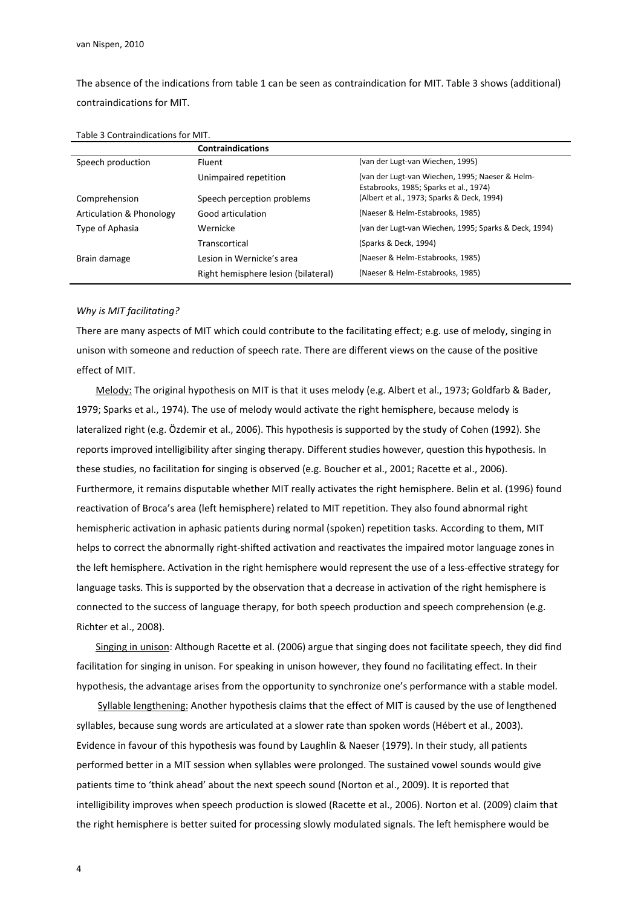The absence of the indications from table 1 can be seen as contraindication for MIT. Table 3 shows (additional) contraindications for MIT.

Table 3 Contraindications for MIT.

| | Contraindications | |
|---|---|---|
| Speech production | Fluent | (van der Lugt-van Wiechen, 1995) |
| | Unimpaired repetition | (van der Lugt-van Wiechen, 1995; Naeser & Helm-Estabrooks, 1985; Sparks et al., 1974) |
| Comprehension | Speech perception problems | (Albert et al., 1973; Sparks & Deck, 1994) |
| Articulation & Phonology | Good articulation | (Naeser & Helm-Estabrooks, 1985) |
| Type of Aphasia | Wernicke | (van der Lugt-van Wiechen, 1995; Sparks & Deck, 1994) |
| | Transcortical | (Sparks & Deck, 1994) |
| Brain damage | Lesion in Wernicke's area | (Naeser & Helm-Estabrooks, 1985) |
| | Right hemisphere lesion (bilateral) | (Naeser & Helm-Estabrooks, 1985) |

*Why is MIT facilitating?*

There are many aspects of MIT which could contribute to the facilitating effect; e.g. use of melody, singing in unison with someone and reduction of speech rate. There are different views on the cause of the positive effect of MIT.

Melody: The original hypothesis on MIT is that it uses melody (e.g. Albert et al., 1973; Goldfarb & Bader, 1979; Sparks et al., 1974). The use of melody would activate the right hemisphere, because melody is lateralized right (e.g. Özdemir et al., 2006). This hypothesis is supported by the study of Cohen (1992). She reports improved intelligibility after singing therapy. Different studies however, question this hypothesis. In these studies, no facilitation for singing is observed (e.g. Boucher et al., 2001; Racette et al., 2006). Furthermore, it remains disputable whether MIT really activates the right hemisphere. Belin et al. (1996) found reactivation of Broca's area (left hemisphere) related to MIT repetition. They also found abnormal right hemispheric activation in aphasic patients during normal (spoken) repetition tasks. According to them, MIT helps to correct the abnormally right-shifted activation and reactivates the impaired motor language zones in the left hemisphere. Activation in the right hemisphere would represent the use of a less-effective strategy for language tasks. This is supported by the observation that a decrease in activation of the right hemisphere is connected to the success of language therapy, for both speech production and speech comprehension (e.g. Richter et al., 2008).

Singing in unison: Although Racette et al. (2006) argue that singing does not facilitate speech, they did find facilitation for singing in unison. For speaking in unison however, they found no facilitating effect. In their hypothesis, the advantage arises from the opportunity to synchronize one's performance with a stable model.

Syllable lengthening: Another hypothesis claims that the effect of MIT is caused by the use of lengthened syllables, because sung words are articulated at a slower rate than spoken words (Hébert et al., 2003). Evidence in favour of this hypothesis was found by Laughlin & Naeser (1979). In their study, all patients performed better in a MIT session when syllables were prolonged. The sustained vowel sounds would give patients time to 'think ahead' about the next speech sound (Norton et al., 2009). It is reported that intelligibility improves when speech production is slowed (Racette et al., 2006). Norton et al. (2009) claim that the right hemisphere is better suited for processing slowly modulated signals. The left hemisphere would be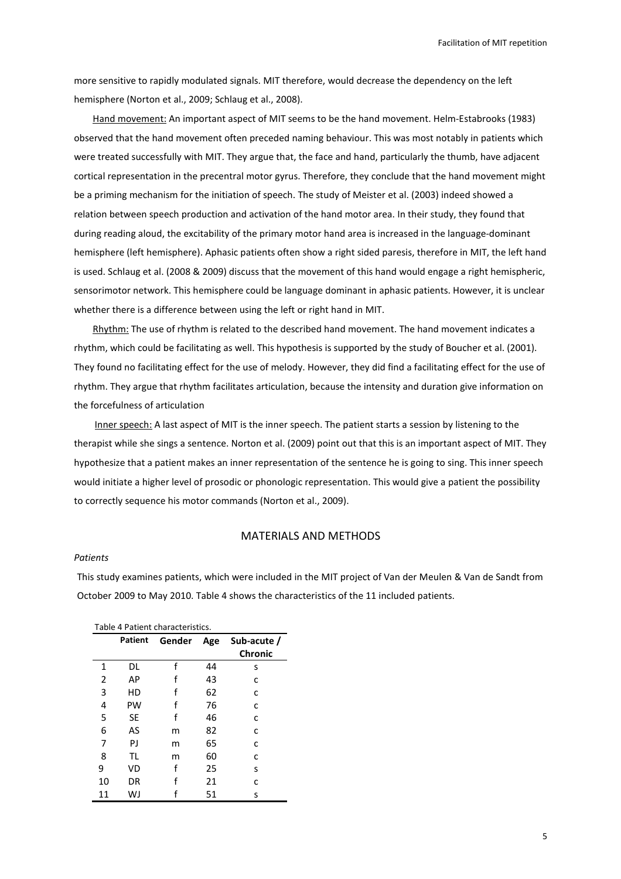more sensitive to rapidly modulated signals. MIT therefore, would decrease the dependency on the left hemisphere (Norton et al., 2009; Schlaug et al., 2008).

Hand movement: An important aspect of MIT seems to be the hand movement. Helm-Estabrooks (1983) observed that the hand movement often preceded naming behaviour. This was most notably in patients which were treated successfully with MIT. They argue that, the face and hand, particularly the thumb, have adjacent cortical representation in the precentral motor gyrus. Therefore, they conclude that the hand movement might be a priming mechanism for the initiation of speech. The study of Meister et al. (2003) indeed showed a relation between speech production and activation of the hand motor area. In their study, they found that during reading aloud, the excitability of the primary motor hand area is increased in the language-dominant hemisphere (left hemisphere). Aphasic patients often show a right sided paresis, therefore in MIT, the left hand is used. Schlaug et al. (2008 & 2009) discuss that the movement of this hand would engage a right hemispheric, sensorimotor network. This hemisphere could be language dominant in aphasic patients. However, it is unclear whether there is a difference between using the left or right hand in MIT.

Rhythm: The use of rhythm is related to the described hand movement. The hand movement indicates a rhythm, which could be facilitating as well. This hypothesis is supported by the study of Boucher et al. (2001). They found no facilitating effect for the use of melody. However, they did find a facilitating effect for the use of rhythm. They argue that rhythm facilitates articulation, because the intensity and duration give information on the forcefulness of articulation

Inner speech: A last aspect of MIT is the inner speech. The patient starts a session by listening to the therapist while she sings a sentence. Norton et al. (2009) point out that this is an important aspect of MIT. They hypothesize that a patient makes an inner representation of the sentence he is going to sing. This inner speech would initiate a higher level of prosodic or phonologic representation. This would give a patient the possibility to correctly sequence his motor commands (Norton et al., 2009).

## MATERIALS AND METHODS

*Patients*

This study examines patients, which were included in the MIT project of Van der Meulen & Van de Sandt from October 2009 to May 2010. Table 4 shows the characteristics of the 11 included patients.

Table 4 Patient characteristics.

| | Patient | Gender | Age | Sub-acute / Chronic |
|---|---|---|---|---|
| 1 | DL | f | 44 | s |
| 2 | AP | f | 43 | c |
| 3 | HD | f | 62 | c |
| 4 | PW | f | 76 | c |
| 5 | SE | f | 46 | c |
| 6 | AS | m | 82 | c |
| 7 | PJ | m | 65 | c |
| 8 | TL | m | 60 | c |
| 9 | VD | f | 25 | s |
| 10 | DR | f | 21 | c |
| 11 | WJ | f | 51 | s |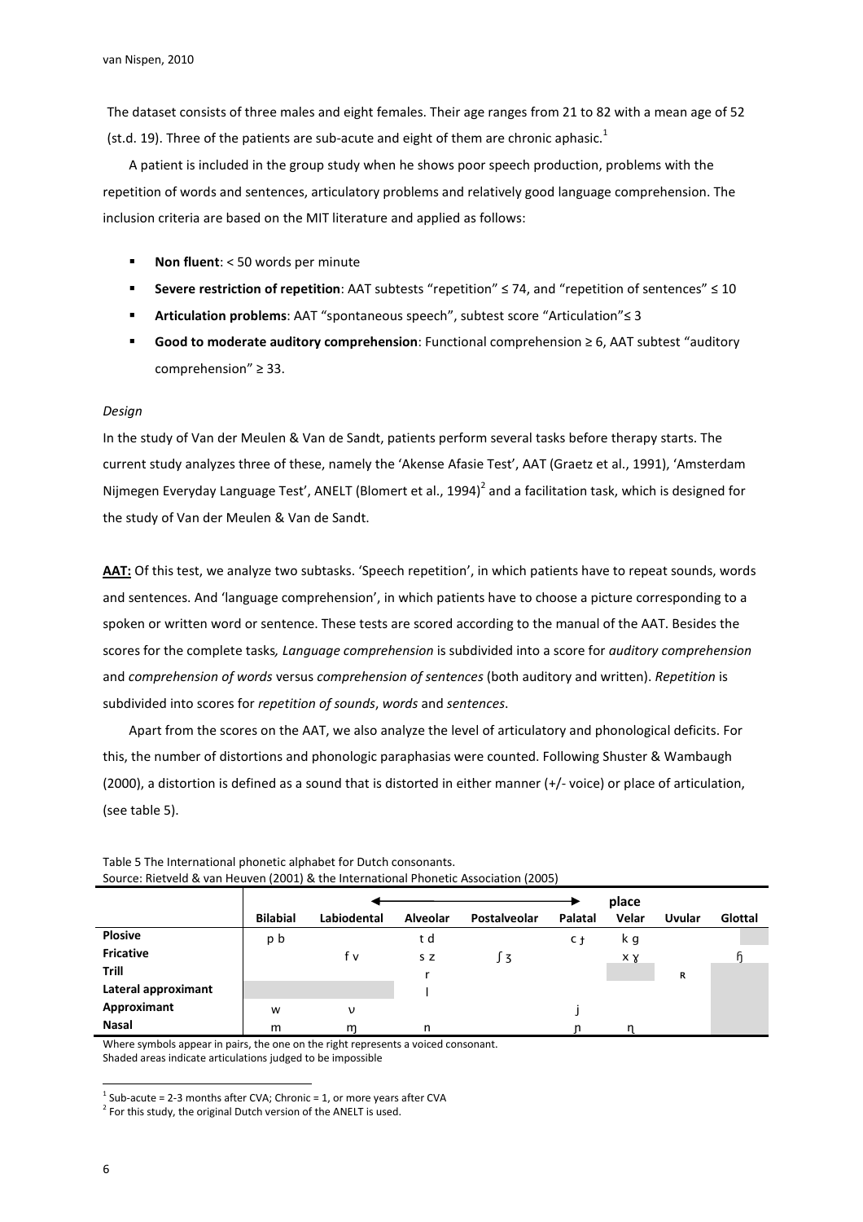The dataset consists of three males and eight females. Their age ranges from 21 to 82 with a mean age of 52 (st.d. 19). Three of the patients are sub-acute and eight of them are chronic aphasic.[1]

A patient is included in the group study when he shows poor speech production, problems with the repetition of words and sentences, articulatory problems and relatively good language comprehension. The inclusion criteria are based on the MIT literature and applied as follows:

- **Non fluent**: < 50 words per minute
- **Severe restriction of repetition**: AAT subtests "repetition" ≤ 74, and "repetition of sentences" ≤ 10
- **Articulation problems**: AAT "spontaneous speech", subtest score "Articulation"≤ 3
- **Good to moderate auditory comprehension**: Functional comprehension ≥ 6, AAT subtest "auditory comprehension" ≥ 33.

*Design*

In the study of Van der Meulen & Van de Sandt, patients perform several tasks before therapy starts. The current study analyzes three of these, namely the 'Akense Afasie Test', AAT (Graetz et al., 1991), 'Amsterdam Nijmegen Everyday Language Test', ANELT (Blomert et al., 1994)[2] and a facilitation task, which is designed for the study of Van der Meulen & Van de Sandt.

**AAT:** Of this test, we analyze two subtasks. 'Speech repetition', in which patients have to repeat sounds, words and sentences. And 'language comprehension', in which patients have to choose a picture corresponding to a spoken or written word or sentence. These tests are scored according to the manual of the AAT. Besides the scores for the complete tasks*, Language comprehension* is subdivided into a score for *auditory comprehension* and *comprehension of words* versus *comprehension of sentences* (both auditory and written). *Repetition* is subdivided into scores for *repetition of sounds*, *words* and *sentences*.

Apart from the scores on the AAT, we also analyze the level of articulatory and phonological deficits. For this, the number of distortions and phonologic paraphasias were counted. Following Shuster & Wambaugh (2000), a distortion is defined as a sound that is distorted in either manner (+/- voice) or place of articulation, (see table 5).

Table 5 The International phonetic alphabet for Dutch consonants.
Source: Rietveld & van Heuven (2001) & the International Phonetic Association (2005)

| | ← | | | place | | → | | |
|---|---|---|---|---|---|---|---|---|
| | **Bilabial** | **Labiodental** | **Alveolar** | **Postalveolar** | **Palatal** | **Velar** | **Uvular** | **Glottal** |
| **Plosive** | p b | | t d | | c ɟ | k g | | |
| **Fricative** | | f v | s z | ʃ ʒ | | x ɣ | | ɦ |
| **Trill** | | | r | | | | ʀ | |
| **Lateral approximant** | | | l | | | | | |
| **Approximant** | w | ʋ | | | j | | | |
| **Nasal** | m | ɱ | n | | ɲ | ŋ | | |

Where symbols appear in pairs, the one on the right represents a voiced consonant.
Shaded areas indicate articulations judged to be impossible

[1] Sub-acute = 2-3 months after CVA; Chronic = 1, or more years after CVA

[2] For this study, the original Dutch version of the ANELT is used.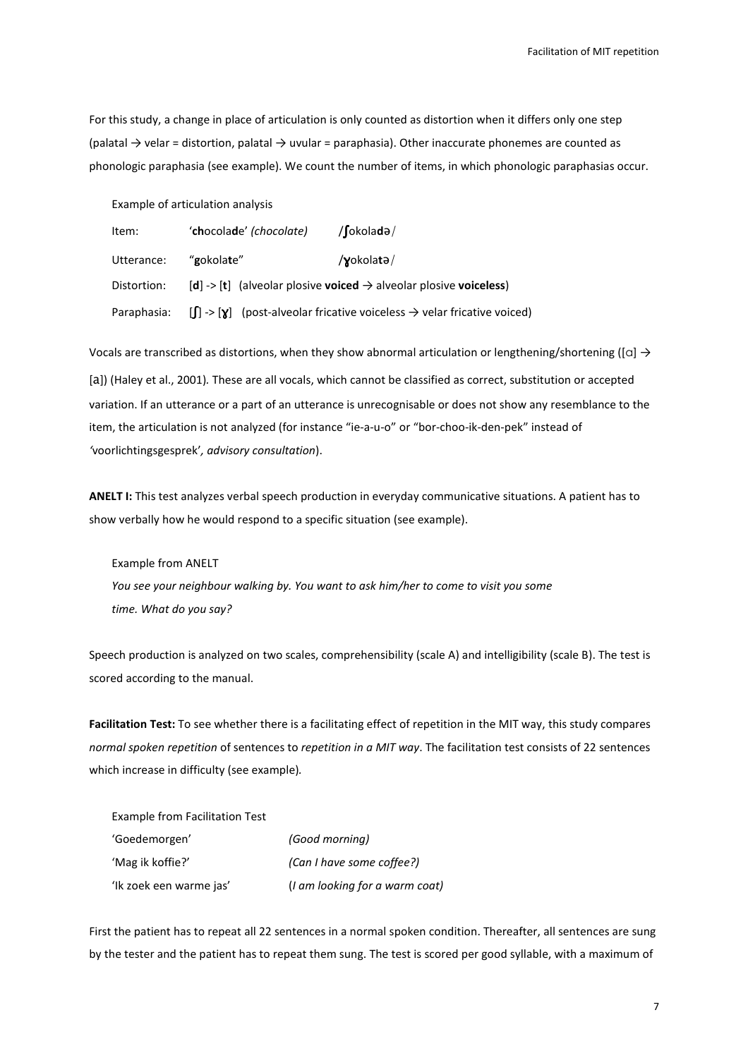For this study, a change in place of articulation is only counted as distortion when it differs only one step (palatal → velar = distortion, palatal → uvular = paraphasia). Other inaccurate phonemes are counted as phonologic paraphasia (see example). We count the number of items, in which phonologic paraphasias occur.

Example of articulation analysis

| | | |
|---|---|---|
| Item: | '**ch**ocola**d**e' *(chocolate)* | /**ʃ**okola**d**ə/ |
| Utterance: | "**g**okola**t**e" | /**ɣ**okola**t**ə/ |
| Distortion: | [**d**] -> [**t**] (alveolar plosive **voiced** → alveolar plosive **voiceless**) | |
| Paraphasia: | [**ʃ**] -> [**ɣ**] (post-alveolar fricative voiceless → velar fricative voiced) | |

Vocals are transcribed as distortions, when they show abnormal articulation or lengthening/shortening ([ɑ] → [a]) (Haley et al., 2001). These are all vocals, which cannot be classified as correct, substitution or accepted variation. If an utterance or a part of an utterance is unrecognisable or does not show any resemblance to the item, the articulation is not analyzed (for instance "ie-a-u-o" or "bor-choo-ik-den-pek" instead of *'*voorlichtingsgesprek'*, advisory consultation*).

**ANELT I:** This test analyzes verbal speech production in everyday communicative situations. A patient has to show verbally how he would respond to a specific situation (see example).

Example from ANELT

*You see your neighbour walking by. You want to ask him/her to come to visit you some time. What do you say?*

Speech production is analyzed on two scales, comprehensibility (scale A) and intelligibility (scale B). The test is scored according to the manual.

**Facilitation Test:** To see whether there is a facilitating effect of repetition in the MIT way, this study compares *normal spoken repetition* of sentences to *repetition in a MIT way*. The facilitation test consists of 22 sentences which increase in difficulty (see example).

Example from Facilitation Test

| | |
|---|---|
| 'Goedemorgen' | *(Good morning)* |
| 'Mag ik koffie?' | *(Can I have some coffee?)* |
| 'Ik zoek een warme jas' | (*I am looking for a warm coat)* |

First the patient has to repeat all 22 sentences in a normal spoken condition. Thereafter, all sentences are sung by the tester and the patient has to repeat them sung. The test is scored per good syllable, with a maximum of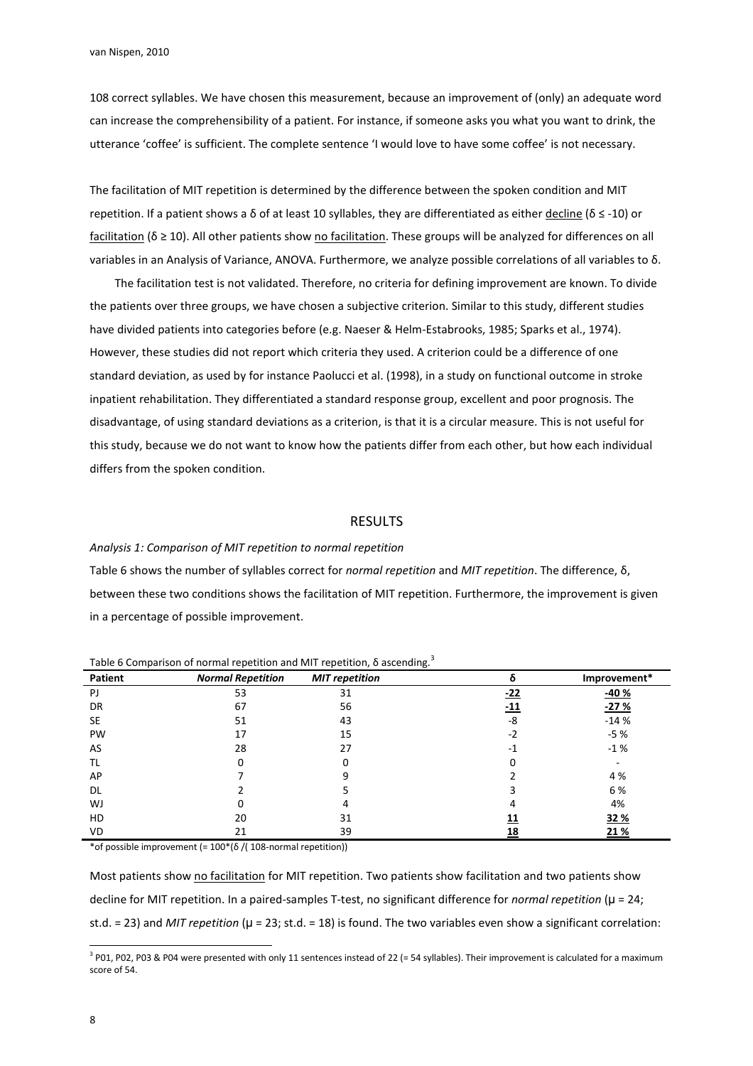108 correct syllables. We have chosen this measurement, because an improvement of (only) an adequate word can increase the comprehensibility of a patient. For instance, if someone asks you what you want to drink, the utterance 'coffee' is sufficient. The complete sentence 'I would love to have some coffee' is not necessary.

The facilitation of MIT repetition is determined by the difference between the spoken condition and MIT repetition. If a patient shows a $\delta$ of at least 10 syllables, they are differentiated as either <u>decline</u> ($\delta \leq -10$) or <u>facilitation</u> ($\delta \geq 10$). All other patients show <u>no facilitation</u>. These groups will be analyzed for differences on all variables in an Analysis of Variance, ANOVA. Furthermore, we analyze possible correlations of all variables to $\delta$.

The facilitation test is not validated. Therefore, no criteria for defining improvement are known. To divide the patients over three groups, we have chosen a subjective criterion. Similar to this study, different studies have divided patients into categories before (e.g. Naeser & Helm-Estabrooks, 1985; Sparks et al., 1974). However, these studies did not report which criteria they used. A criterion could be a difference of one standard deviation, as used by for instance Paolucci et al. (1998), in a study on functional outcome in stroke inpatient rehabilitation. They differentiated a standard response group, excellent and poor prognosis. The disadvantage, of using standard deviations as a criterion, is that it is a circular measure. This is not useful for this study, because we do not want to know how the patients differ from each other, but how each individual differs from the spoken condition.

## RESULTS

*Analysis 1: Comparison of MIT repetition to normal repetition*

Table 6 shows the number of syllables correct for *normal repetition* and *MIT repetition*. The difference, $\delta$, between these two conditions shows the facilitation of MIT repetition. Furthermore, the improvement is given in a percentage of possible improvement.

Table 6 Comparison of normal repetition and MIT repetition, $\delta$ ascending.[3]

| Patient | *Normal Repetition* | *MIT repetition* | δ | Improvement* |
|---|---|---|---|---|
| PJ | 53 | 31 | <u>-22</u> | <u>-40 %</u> |
| DR | 67 | 56 | <u>-11</u> | <u>-27 %</u> |
| SE | 51 | 43 | -8 | -14 % |
| PW | 17 | 15 | -2 | -5 % |
| AS | 28 | 27 | -1 | -1 % |
| TL | 0 | 0 | 0 | - |
| AP | 7 | 9 | 2 | 4 % |
| DL | 2 | 5 | 3 | 6 % |
| WJ | 0 | 4 | 4 | 4% |
| HD | 20 | 31 | <u>11</u> | <u>32 %</u> |
| VD | 21 | 39 | <u>18</u> | <u>21 %</u> |

*of possible improvement (= 100*(δ /( 108-normal repetition))

Most patients show <u>no facilitation</u> for MIT repetition. Two patients show facilitation and two patients show decline for MIT repetition. In a paired-samples T-test, no significant difference for *normal repetition* ($\mu = 24$; st.d. = 23) and *MIT repetition* ($\mu = 23$; st.d. = 18) is found. The two variables even show a significant correlation:

[3] P01, P02, P03 & P04 were presented with only 11 sentences instead of 22 (= 54 syllables). Their improvement is calculated for a maximum score of 54.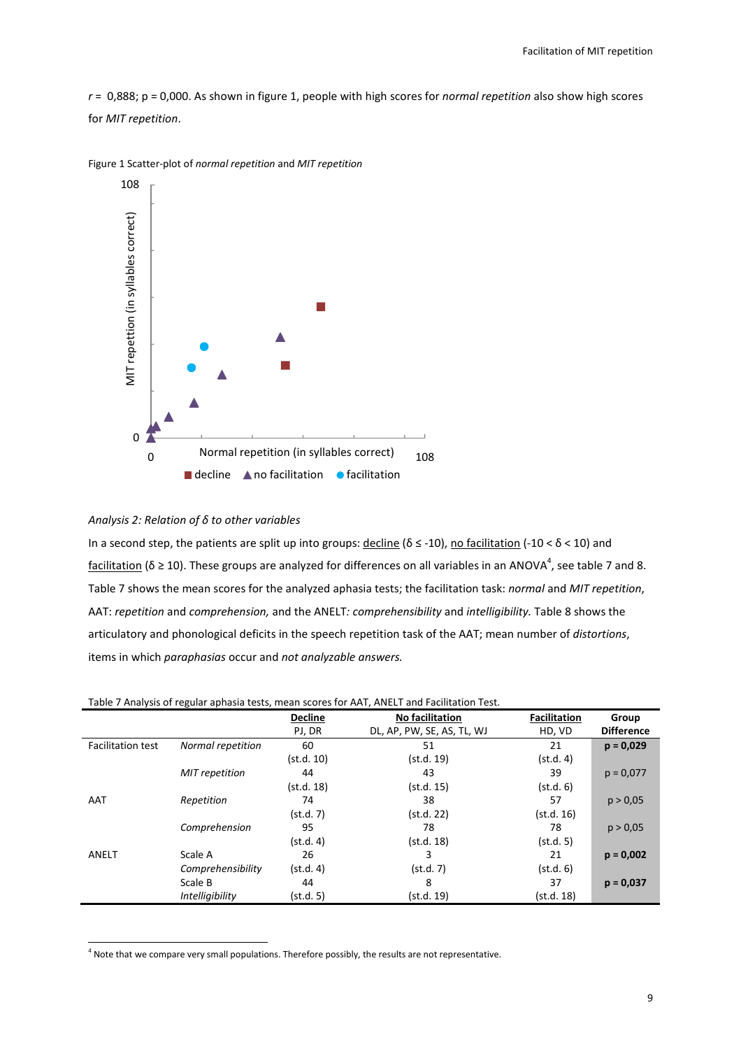*r* = 0,888; p = 0,000. As shown in figure 1, people with high scores for *normal repetition* also show high scores for *MIT repetition*.

Figure 1 Scatter-plot of *normal repetition* and *MIT repetition*

*Analysis 2: Relation of δ to other variables*

In a second step, the patients are split up into groups: decline (δ ≤ -10), no facilitation (-10 < δ < 10) and facilitation (δ ≥ 10). These groups are analyzed for differences on all variables in an ANOVA[4], see table 7 and 8. Table 7 shows the mean scores for the analyzed aphasia tests; the facilitation task: *normal* and *MIT repetition*, AAT: *repetition* and *comprehension,* and the ANELT*: comprehensibility* and *intelligibility.* Table 8 shows the articulatory and phonological deficits in the speech repetition task of the AAT; mean number of *distortions*, items in which *paraphasias* occur and *not analyzable answers.*

Table 7 Analysis of regular aphasia tests, mean scores for AAT, ANELT and Facilitation Test.

| | | Decline<br>PJ, DR | No facilitation<br>DL, AP, PW, SE, AS, TL, WJ | Facilitation<br>HD, VD | Group Difference |
|---|---|---|---|---|---|
| Facilitation test | *Normal repetition* | 60<br>(st.d. 10) | 51<br>(st.d. 19) | 21<br>(st.d. 4) | **p = 0,029** |
| | *MIT repetition* | 44<br>(st.d. 18) | 43<br>(st.d. 15) | 39<br>(st.d. 6) | p = 0,077 |
| AAT | *Repetition* | 74<br>(st.d. 7) | 38<br>(st.d. 22) | 57<br>(st.d. 16) | p > 0,05 |
| | *Comprehension* | 95<br>(st.d. 4) | 78<br>(st.d. 18) | 78<br>(st.d. 5) | p > 0,05 |
| ANELT | Scale A<br>*Comprehensibility* | 26<br>(st.d. 4) | 3<br>(st.d. 7) | 21<br>(st.d. 6) | **p = 0,002** |
| | Scale B<br>*Intelligibility* | 44<br>(st.d. 5) | 8<br>(st.d. 19) | 37<br>(st.d. 18) | **p = 0,037** |

[4] Note that we compare very small populations. Therefore possibly, the results are not representative.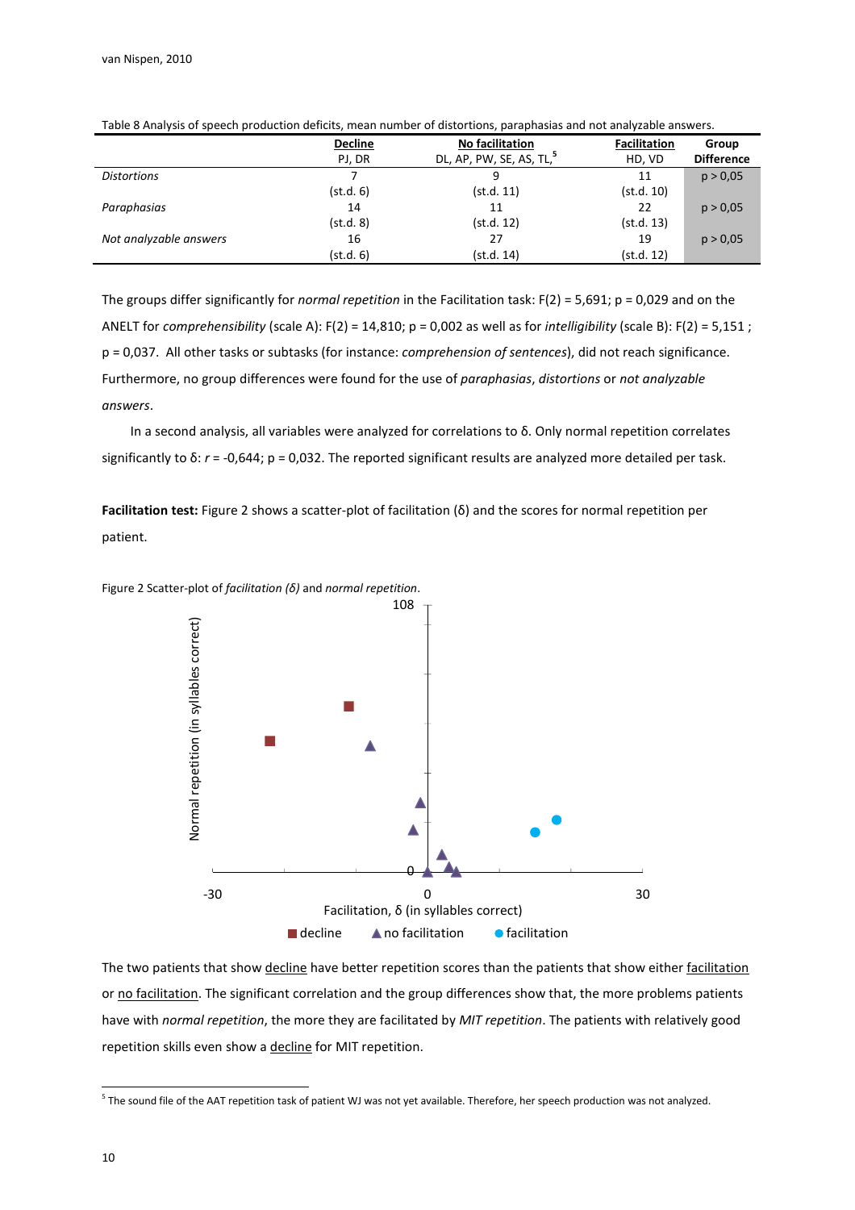Table 8 Analysis of speech production deficits, mean number of distortions, paraphasias and not analyzable answers.

| | Decline<br>PJ, DR | No facilitation<br>DL, AP, PW, SE, AS, TL,[5] | Facilitation<br>HD, VD | Group Difference |
|---|---|---|---|---|
| *Distortions* | 7<br>(st.d. 6) | 9<br>(st.d. 11) | 11<br>(st.d. 10) | p > 0,05 |
| *Paraphasias* | 14<br>(st.d. 8) | 11<br>(st.d. 12) | 22<br>(st.d. 13) | p > 0,05 |
| *Not analyzable answers* | 16<br>(st.d. 6) | 27<br>(st.d. 14) | 19<br>(st.d. 12) | p > 0,05 |

The groups differ significantly for *normal repetition* in the Facilitation task: $F(2) = 5{,}691$; $p = 0{,}029$ and on the ANELT for *comprehensibility* (scale A): $F(2) = 14{,}810$; $p = 0{,}002$ as well as for *intelligibility* (scale B): $F(2) = 5{,}151$ ; $p = 0{,}037$. All other tasks or subtasks (for instance: *comprehension of sentences*), did not reach significance. Furthermore, no group differences were found for the use of *paraphasias*, *distortions* or *not analyzable answers*.

In a second analysis, all variables were analyzed for correlations to δ. Only normal repetition correlates significantly to δ: $r = -0{,}644$; $p = 0{,}032$. The reported significant results are analyzed more detailed per task.

**Facilitation test:** Figure 2 shows a scatter-plot of facilitation (δ) and the scores for normal repetition per patient.

Figure 2 Scatter-plot of *facilitation (δ)* and *normal repetition*.

The two patients that show decline have better repetition scores than the patients that show either facilitation or no facilitation. The significant correlation and the group differences show that, the more problems patients have with *normal repetition*, the more they are facilitated by *MIT repetition*. The patients with relatively good repetition skills even show a decline for MIT repetition.

[5] The sound file of the AAT repetition task of patient WJ was not yet available. Therefore, her speech production was not analyzed.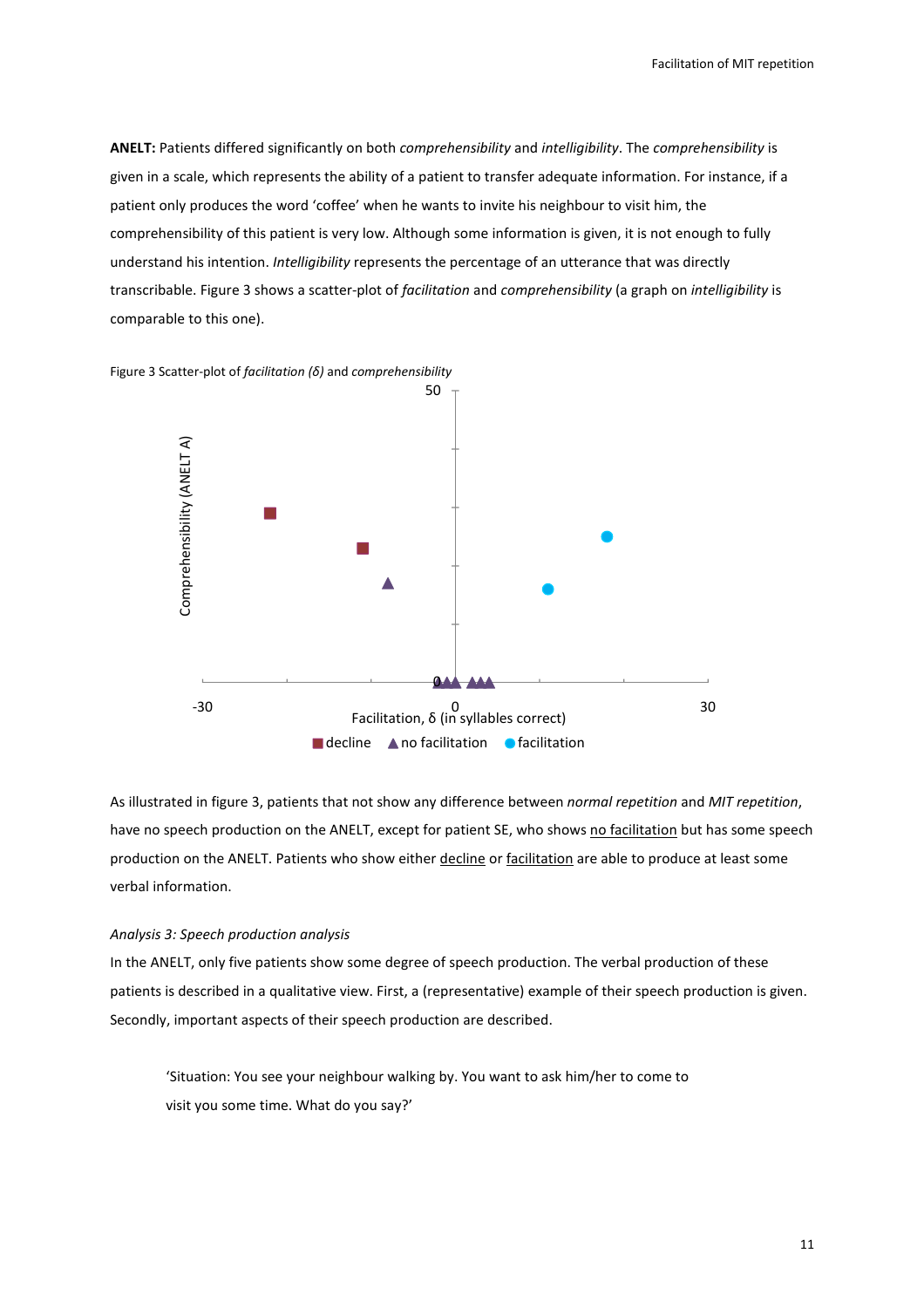**ANELT:** Patients differed significantly on both *comprehensibility* and *intelligibility*. The *comprehensibility* is given in a scale, which represents the ability of a patient to transfer adequate information. For instance, if a patient only produces the word 'coffee' when he wants to invite his neighbour to visit him, the comprehensibility of this patient is very low. Although some information is given, it is not enough to fully understand his intention. *Intelligibility* represents the percentage of an utterance that was directly transcribable. Figure 3 shows a scatter-plot of *facilitation* and *comprehensibility* (a graph on *intelligibility* is comparable to this one).

Figure 3 Scatter-plot of *facilitation (δ)* and *comprehensibility*

As illustrated in figure 3, patients that not show any difference between *normal repetition* and *MIT repetition*, have no speech production on the ANELT, except for patient SE, who shows no facilitation but has some speech production on the ANELT. Patients who show either decline or facilitation are able to produce at least some verbal information.

*Analysis 3: Speech production analysis*

In the ANELT, only five patients show some degree of speech production. The verbal production of these patients is described in a qualitative view. First, a (representative) example of their speech production is given. Secondly, important aspects of their speech production are described.

> 'Situation: You see your neighbour walking by. You want to ask him/her to come to visit you some time. What do you say?'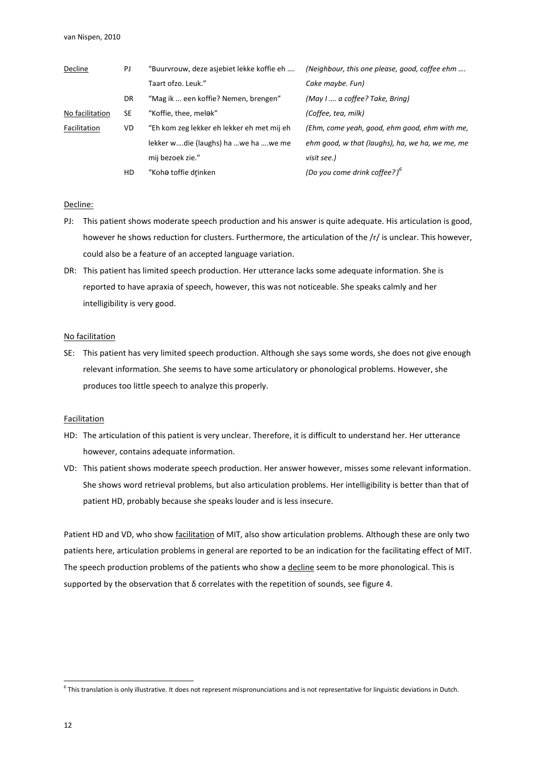| | | | |
|---|---|---|---|
| Decline | PJ | "Buurvrouw, deze asjebiet lekke koffie eh …. Taart ofzo. Leuk." | *(Neighbour, this one please, good, coffee ehm …. Cake maybe. Fun)* |
| | DR | "Mag ik ... een koffie? Nemen, brengen" | *(May I …. a coffee? Take, Bring)* |
| No facilitation | SE | "Koffie, thee, meløk" | *(Coffee, tea, milk)* |
| Facilitation | VD | "Eh kom zeg lekker eh lekker eh met mij eh lekker w….die (laughs) ha …we ha ….we me mij bezoek zie." | *(Ehm, come yeah, good, ehm good, ehm with me, ehm good, w that (laughs), ha, we ha, we me, me visit see.)* |
| | HD | "Kohə toffie dɽinken | *(Do you come drink coffee? )*[6] |

Decline:

- PJ: This patient shows moderate speech production and his answer is quite adequate. His articulation is good, however he shows reduction for clusters. Furthermore, the articulation of the /r/ is unclear. This however, could also be a feature of an accepted language variation.
- DR: This patient has limited speech production. Her utterance lacks some adequate information. She is reported to have apraxia of speech, however, this was not noticeable. She speaks calmly and her intelligibility is very good.

No facilitation

- SE: This patient has very limited speech production. Although she says some words, she does not give enough relevant information. She seems to have some articulatory or phonological problems. However, she produces too little speech to analyze this properly.

Facilitation

- HD: The articulation of this patient is very unclear. Therefore, it is difficult to understand her. Her utterance however, contains adequate information.
- VD: This patient shows moderate speech production. Her answer however, misses some relevant information. She shows word retrieval problems, but also articulation problems. Her intelligibility is better than that of patient HD, probably because she speaks louder and is less insecure.

Patient HD and VD, who show facilitation of MIT, also show articulation problems. Although these are only two patients here, articulation problems in general are reported to be an indication for the facilitating effect of MIT. The speech production problems of the patients who show a decline seem to be more phonological. This is supported by the observation that δ correlates with the repetition of sounds, see figure 4.

[6] This translation is only illustrative. It does not represent mispronunciations and is not representative for linguistic deviations in Dutch.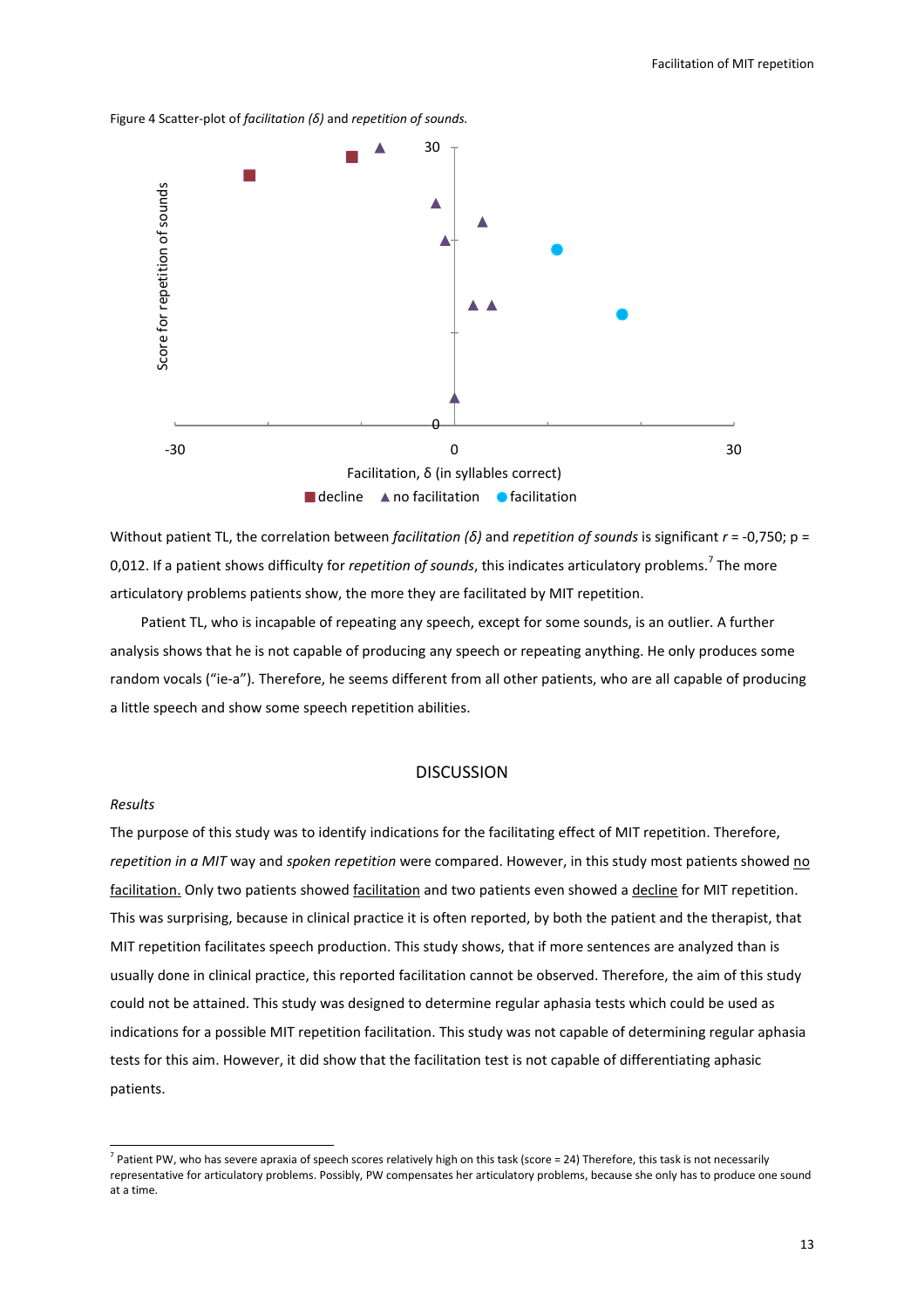Figure 4 Scatter-plot of *facilitation (δ)* and *repetition of sounds.*

Without patient TL, the correlation between *facilitation (δ)* and *repetition of sounds* is significant $r$ = -0,750; p = 0,012. If a patient shows difficulty for *repetition of sounds*, this indicates articulatory problems.[7] The more articulatory problems patients show, the more they are facilitated by MIT repetition.

Patient TL, who is incapable of repeating any speech, except for some sounds, is an outlier. A further analysis shows that he is not capable of producing any speech or repeating anything. He only produces some random vocals ("ie-a"). Therefore, he seems different from all other patients, who are all capable of producing a little speech and show some speech repetition abilities.

## DISCUSSION

*Results*

The purpose of this study was to identify indications for the facilitating effect of MIT repetition. Therefore, *repetition in a MIT* way and *spoken repetition* were compared. However, in this study most patients showed no facilitation. Only two patients showed facilitation and two patients even showed a decline for MIT repetition. This was surprising, because in clinical practice it is often reported, by both the patient and the therapist, that MIT repetition facilitates speech production. This study shows, that if more sentences are analyzed than is usually done in clinical practice, this reported facilitation cannot be observed. Therefore, the aim of this study could not be attained. This study was designed to determine regular aphasia tests which could be used as indications for a possible MIT repetition facilitation. This study was not capable of determining regular aphasia tests for this aim. However, it did show that the facilitation test is not capable of differentiating aphasic patients.

[7] Patient PW, who has severe apraxia of speech scores relatively high on this task (score = 24) Therefore, this task is not necessarily representative for articulatory problems. Possibly, PW compensates her articulatory problems, because she only has to produce one sound at a time.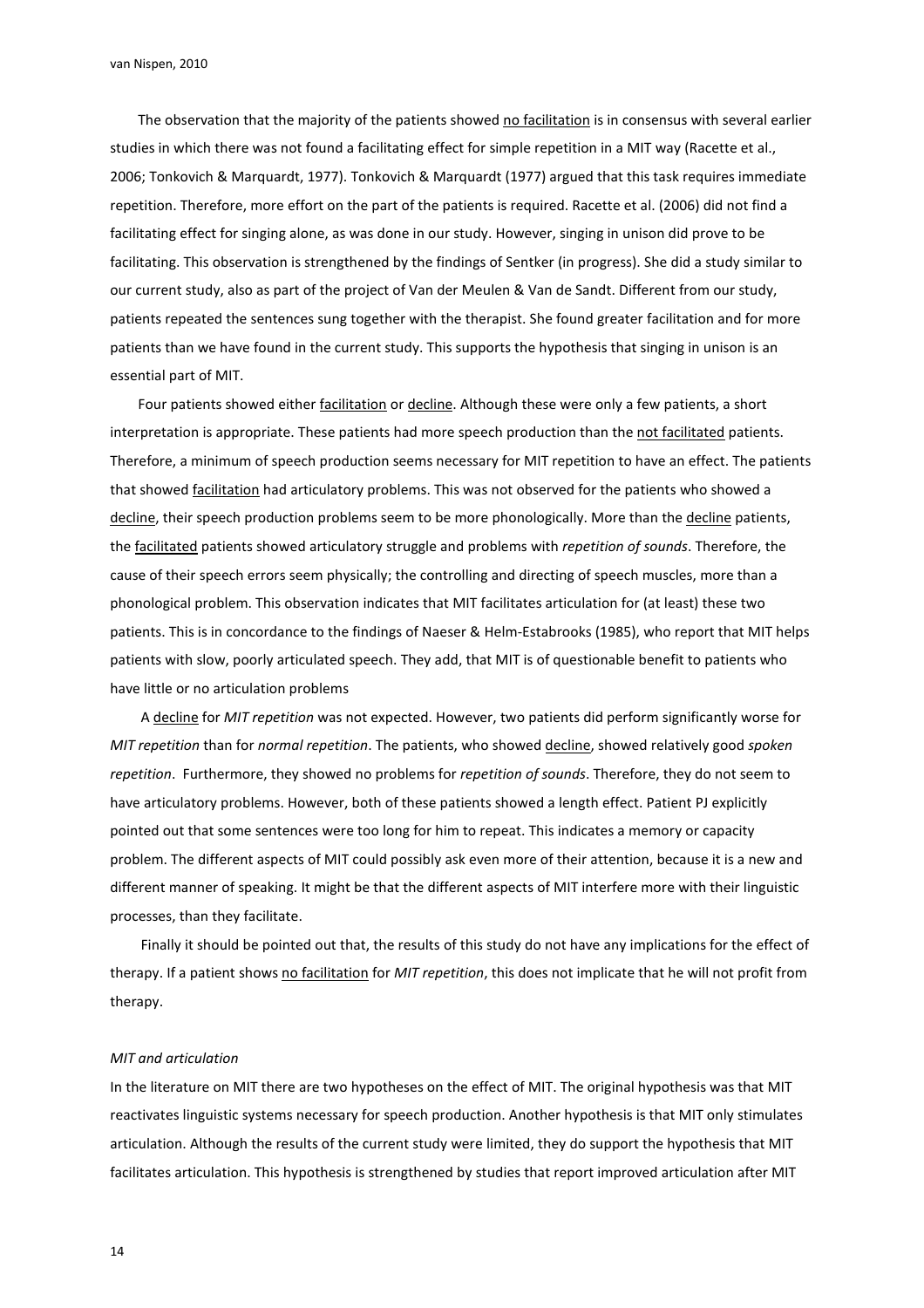The observation that the majority of the patients showed no facilitation is in consensus with several earlier studies in which there was not found a facilitating effect for simple repetition in a MIT way (Racette et al., 2006; Tonkovich & Marquardt, 1977). Tonkovich & Marquardt (1977) argued that this task requires immediate repetition. Therefore, more effort on the part of the patients is required. Racette et al. (2006) did not find a facilitating effect for singing alone, as was done in our study. However, singing in unison did prove to be facilitating. This observation is strengthened by the findings of Sentker (in progress). She did a study similar to our current study, also as part of the project of Van der Meulen & Van de Sandt. Different from our study, patients repeated the sentences sung together with the therapist. She found greater facilitation and for more patients than we have found in the current study. This supports the hypothesis that singing in unison is an essential part of MIT.

Four patients showed either facilitation or decline. Although these were only a few patients, a short interpretation is appropriate. These patients had more speech production than the not facilitated patients. Therefore, a minimum of speech production seems necessary for MIT repetition to have an effect. The patients that showed facilitation had articulatory problems. This was not observed for the patients who showed a decline, their speech production problems seem to be more phonologically. More than the decline patients, the facilitated patients showed articulatory struggle and problems with *repetition of sounds*. Therefore, the cause of their speech errors seem physically; the controlling and directing of speech muscles, more than a phonological problem. This observation indicates that MIT facilitates articulation for (at least) these two patients. This is in concordance to the findings of Naeser & Helm-Estabrooks (1985), who report that MIT helps patients with slow, poorly articulated speech. They add, that MIT is of questionable benefit to patients who have little or no articulation problems

A decline for *MIT repetition* was not expected. However, two patients did perform significantly worse for *MIT repetition* than for *normal repetition*. The patients, who showed decline, showed relatively good *spoken repetition*. Furthermore, they showed no problems for *repetition of sounds*. Therefore, they do not seem to have articulatory problems. However, both of these patients showed a length effect. Patient PJ explicitly pointed out that some sentences were too long for him to repeat. This indicates a memory or capacity problem. The different aspects of MIT could possibly ask even more of their attention, because it is a new and different manner of speaking. It might be that the different aspects of MIT interfere more with their linguistic processes, than they facilitate.

Finally it should be pointed out that, the results of this study do not have any implications for the effect of therapy. If a patient shows no facilitation for *MIT repetition*, this does not implicate that he will not profit from therapy.

### *MIT and articulation*

In the literature on MIT there are two hypotheses on the effect of MIT. The original hypothesis was that MIT reactivates linguistic systems necessary for speech production. Another hypothesis is that MIT only stimulates articulation. Although the results of the current study were limited, they do support the hypothesis that MIT facilitates articulation. This hypothesis is strengthened by studies that report improved articulation after MIT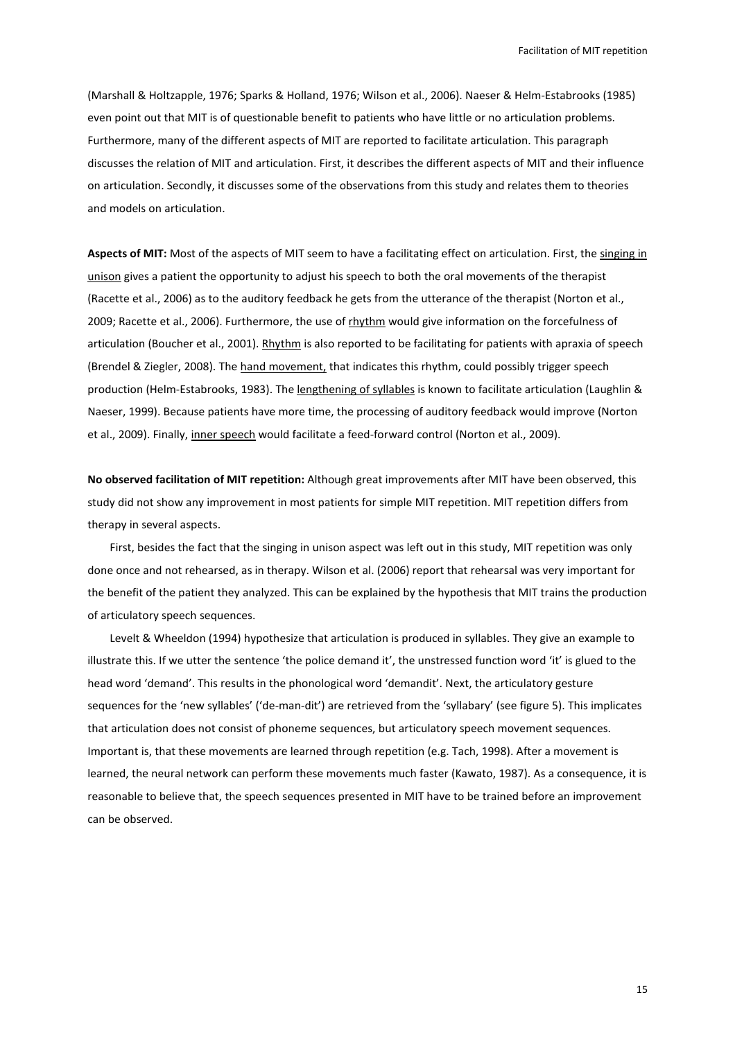(Marshall & Holtzapple, 1976; Sparks & Holland, 1976; Wilson et al., 2006). Naeser & Helm-Estabrooks (1985) even point out that MIT is of questionable benefit to patients who have little or no articulation problems. Furthermore, many of the different aspects of MIT are reported to facilitate articulation. This paragraph discusses the relation of MIT and articulation. First, it describes the different aspects of MIT and their influence on articulation. Secondly, it discusses some of the observations from this study and relates them to theories and models on articulation.

**Aspects of MIT:** Most of the aspects of MIT seem to have a facilitating effect on articulation. First, the <u>singing in unison</u> gives a patient the opportunity to adjust his speech to both the oral movements of the therapist (Racette et al., 2006) as to the auditory feedback he gets from the utterance of the therapist (Norton et al., 2009; Racette et al., 2006). Furthermore, the use of <u>rhythm</u> would give information on the forcefulness of articulation (Boucher et al., 2001). <u>Rhythm</u> is also reported to be facilitating for patients with apraxia of speech (Brendel & Ziegler, 2008). The <u>hand movement,</u> that indicates this rhythm, could possibly trigger speech production (Helm-Estabrooks, 1983). The <u>lengthening of syllables</u> is known to facilitate articulation (Laughlin & Naeser, 1999). Because patients have more time, the processing of auditory feedback would improve (Norton et al., 2009). Finally, <u>inner speech</u> would facilitate a feed-forward control (Norton et al., 2009).

**No observed facilitation of MIT repetition:** Although great improvements after MIT have been observed, this study did not show any improvement in most patients for simple MIT repetition. MIT repetition differs from therapy in several aspects.

First, besides the fact that the singing in unison aspect was left out in this study, MIT repetition was only done once and not rehearsed, as in therapy. Wilson et al. (2006) report that rehearsal was very important for the benefit of the patient they analyzed. This can be explained by the hypothesis that MIT trains the production of articulatory speech sequences.

Levelt & Wheeldon (1994) hypothesize that articulation is produced in syllables. They give an example to illustrate this. If we utter the sentence 'the police demand it', the unstressed function word 'it' is glued to the head word 'demand'. This results in the phonological word 'demandit'. Next, the articulatory gesture sequences for the 'new syllables' ('de-man-dit') are retrieved from the 'syllabary' (see figure 5). This implicates that articulation does not consist of phoneme sequences, but articulatory speech movement sequences. Important is, that these movements are learned through repetition (e.g. Tach, 1998). After a movement is learned, the neural network can perform these movements much faster (Kawato, 1987). As a consequence, it is reasonable to believe that, the speech sequences presented in MIT have to be trained before an improvement can be observed.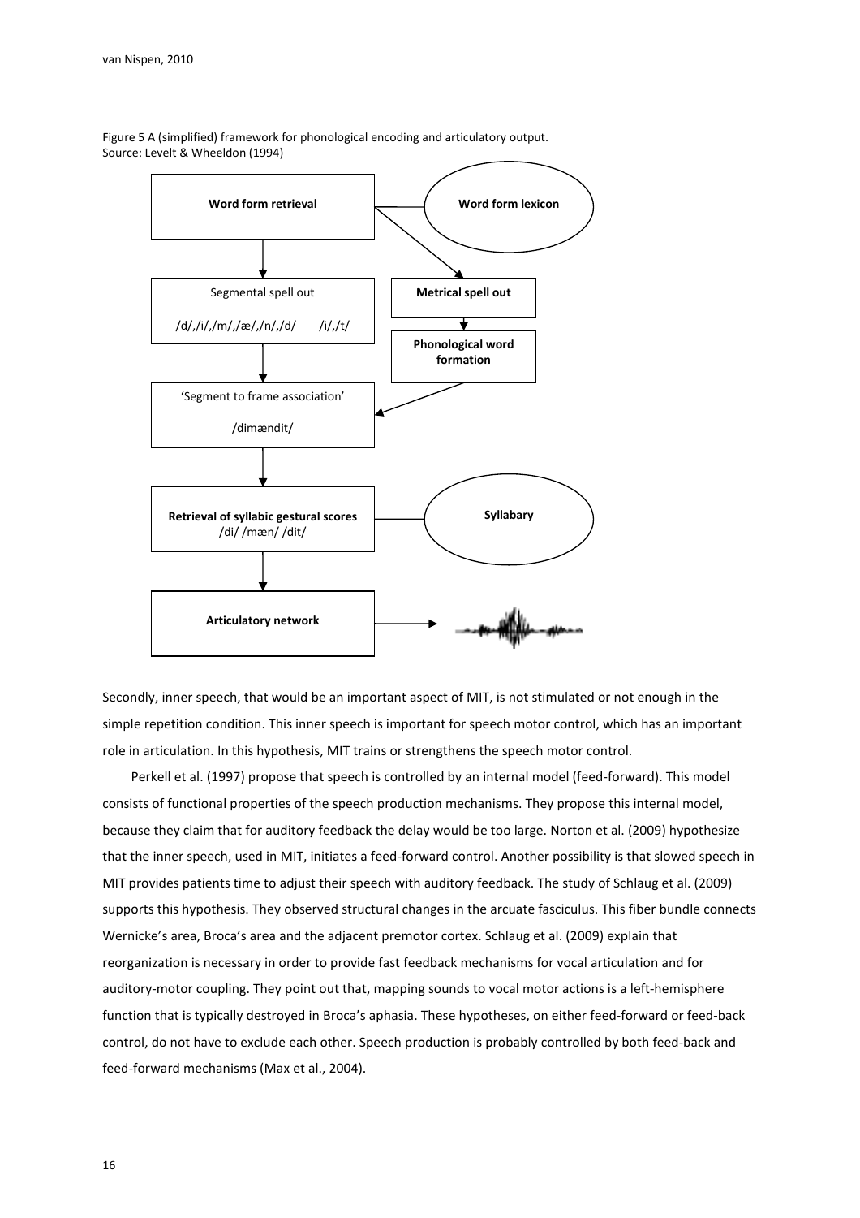Figure 5 A (simplified) framework for phonological encoding and articulatory output.
Source: Levelt & Wheeldon (1994)

**Word form retrieval** — **Word form lexicon**

Segmental spell out
/d/,/i/,/m/,/æ/,/n/,/d/ /i/,/t/

**Metrical spell out**

**Phonological word formation**

'Segment to frame association'
/dimændit/

**Retrieval of syllabic gestural scores**
/di/ /mæn/ /dit/ — **Syllabary**

**Articulatory network**

Secondly, inner speech, that would be an important aspect of MIT, is not stimulated or not enough in the simple repetition condition. This inner speech is important for speech motor control, which has an important role in articulation. In this hypothesis, MIT trains or strengthens the speech motor control.

Perkell et al. (1997) propose that speech is controlled by an internal model (feed-forward). This model consists of functional properties of the speech production mechanisms. They propose this internal model, because they claim that for auditory feedback the delay would be too large. Norton et al. (2009) hypothesize that the inner speech, used in MIT, initiates a feed-forward control. Another possibility is that slowed speech in MIT provides patients time to adjust their speech with auditory feedback. The study of Schlaug et al. (2009) supports this hypothesis. They observed structural changes in the arcuate fasciculus. This fiber bundle connects Wernicke's area, Broca's area and the adjacent premotor cortex. Schlaug et al. (2009) explain that reorganization is necessary in order to provide fast feedback mechanisms for vocal articulation and for auditory-motor coupling. They point out that, mapping sounds to vocal motor actions is a left-hemisphere function that is typically destroyed in Broca's aphasia. These hypotheses, on either feed-forward or feed-back control, do not have to exclude each other. Speech production is probably controlled by both feed-back and feed-forward mechanisms (Max et al., 2004).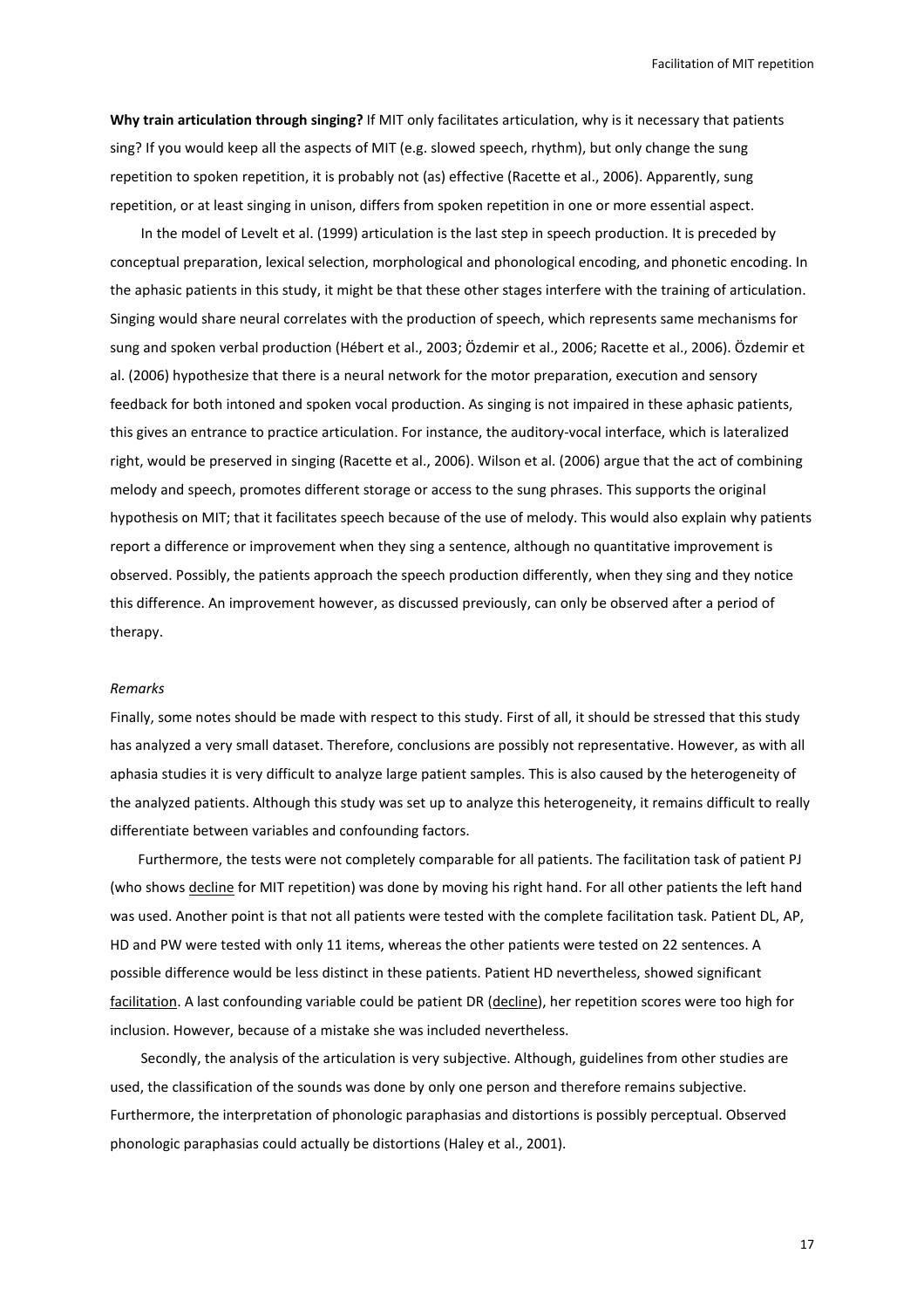**Why train articulation through singing?** If MIT only facilitates articulation, why is it necessary that patients sing? If you would keep all the aspects of MIT (e.g. slowed speech, rhythm), but only change the sung repetition to spoken repetition, it is probably not (as) effective (Racette et al., 2006). Apparently, sung repetition, or at least singing in unison, differs from spoken repetition in one or more essential aspect.

In the model of Levelt et al. (1999) articulation is the last step in speech production. It is preceded by conceptual preparation, lexical selection, morphological and phonological encoding, and phonetic encoding. In the aphasic patients in this study, it might be that these other stages interfere with the training of articulation. Singing would share neural correlates with the production of speech, which represents same mechanisms for sung and spoken verbal production (Hébert et al., 2003; Özdemir et al., 2006; Racette et al., 2006). Özdemir et al. (2006) hypothesize that there is a neural network for the motor preparation, execution and sensory feedback for both intoned and spoken vocal production. As singing is not impaired in these aphasic patients, this gives an entrance to practice articulation. For instance, the auditory-vocal interface, which is lateralized right, would be preserved in singing (Racette et al., 2006). Wilson et al. (2006) argue that the act of combining melody and speech, promotes different storage or access to the sung phrases. This supports the original hypothesis on MIT; that it facilitates speech because of the use of melody. This would also explain why patients report a difference or improvement when they sing a sentence, although no quantitative improvement is observed. Possibly, the patients approach the speech production differently, when they sing and they notice this difference. An improvement however, as discussed previously, can only be observed after a period of therapy.

*Remarks*

Finally, some notes should be made with respect to this study. First of all, it should be stressed that this study has analyzed a very small dataset. Therefore, conclusions are possibly not representative. However, as with all aphasia studies it is very difficult to analyze large patient samples. This is also caused by the heterogeneity of the analyzed patients. Although this study was set up to analyze this heterogeneity, it remains difficult to really differentiate between variables and confounding factors.

Furthermore, the tests were not completely comparable for all patients. The facilitation task of patient PJ (who shows <u>decline</u> for MIT repetition) was done by moving his right hand. For all other patients the left hand was used. Another point is that not all patients were tested with the complete facilitation task. Patient DL, AP, HD and PW were tested with only 11 items, whereas the other patients were tested on 22 sentences. A possible difference would be less distinct in these patients. Patient HD nevertheless, showed significant <u>facilitation</u>. A last confounding variable could be patient DR (<u>decline</u>), her repetition scores were too high for inclusion. However, because of a mistake she was included nevertheless.

Secondly, the analysis of the articulation is very subjective. Although, guidelines from other studies are used, the classification of the sounds was done by only one person and therefore remains subjective. Furthermore, the interpretation of phonologic paraphasias and distortions is possibly perceptual. Observed phonologic paraphasias could actually be distortions (Haley et al., 2001).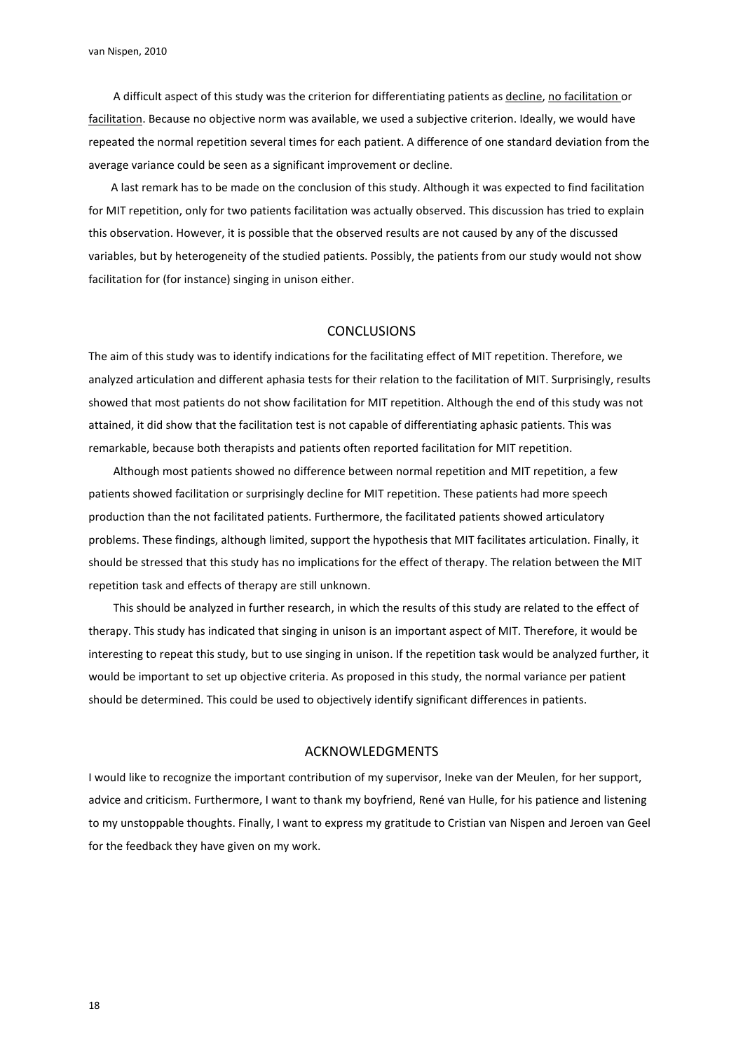A difficult aspect of this study was the criterion for differentiating patients as decline, no facilitation or facilitation. Because no objective norm was available, we used a subjective criterion. Ideally, we would have repeated the normal repetition several times for each patient. A difference of one standard deviation from the average variance could be seen as a significant improvement or decline.

A last remark has to be made on the conclusion of this study. Although it was expected to find facilitation for MIT repetition, only for two patients facilitation was actually observed. This discussion has tried to explain this observation. However, it is possible that the observed results are not caused by any of the discussed variables, but by heterogeneity of the studied patients. Possibly, the patients from our study would not show facilitation for (for instance) singing in unison either.

## CONCLUSIONS

The aim of this study was to identify indications for the facilitating effect of MIT repetition. Therefore, we analyzed articulation and different aphasia tests for their relation to the facilitation of MIT. Surprisingly, results showed that most patients do not show facilitation for MIT repetition. Although the end of this study was not attained, it did show that the facilitation test is not capable of differentiating aphasic patients. This was remarkable, because both therapists and patients often reported facilitation for MIT repetition.

Although most patients showed no difference between normal repetition and MIT repetition, a few patients showed facilitation or surprisingly decline for MIT repetition. These patients had more speech production than the not facilitated patients. Furthermore, the facilitated patients showed articulatory problems. These findings, although limited, support the hypothesis that MIT facilitates articulation. Finally, it should be stressed that this study has no implications for the effect of therapy. The relation between the MIT repetition task and effects of therapy are still unknown.

This should be analyzed in further research, in which the results of this study are related to the effect of therapy. This study has indicated that singing in unison is an important aspect of MIT. Therefore, it would be interesting to repeat this study, but to use singing in unison. If the repetition task would be analyzed further, it would be important to set up objective criteria. As proposed in this study, the normal variance per patient should be determined. This could be used to objectively identify significant differences in patients.

## ACKNOWLEDGMENTS

I would like to recognize the important contribution of my supervisor, Ineke van der Meulen, for her support, advice and criticism. Furthermore, I want to thank my boyfriend, René van Hulle, for his patience and listening to my unstoppable thoughts. Finally, I want to express my gratitude to Cristian van Nispen and Jeroen van Geel for the feedback they have given on my work.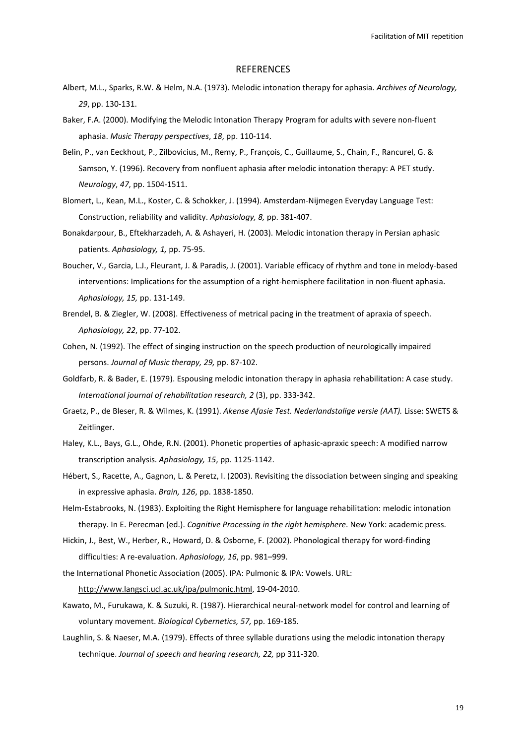## REFERENCES

Albert, M.L., Sparks, R.W. & Helm, N.A. (1973). Melodic intonation therapy for aphasia. *Archives of Neurology, 29*, pp. 130-131.

Baker, F.A. (2000). Modifying the Melodic Intonation Therapy Program for adults with severe non-fluent aphasia. *Music Therapy perspectives*, *18*, pp. 110-114.

Belin, P., van Eeckhout, P., Zilbovicius, M., Remy, P., François, C., Guillaume, S., Chain, F., Rancurel, G. & Samson, Y. (1996). Recovery from nonfluent aphasia after melodic intonation therapy: A PET study. *Neurology*, *47*, pp. 1504-1511.

Blomert, L., Kean, M.L., Koster, C. & Schokker, J. (1994). Amsterdam-Nijmegen Everyday Language Test: Construction, reliability and validity. *Aphasiology, 8,* pp. 381-407.

Bonakdarpour, B., Eftekharzadeh, A. & Ashayeri, H. (2003). Melodic intonation therapy in Persian aphasic patients. *Aphasiology, 1,* pp. 75-95.

Boucher, V., Garcia, L.J., Fleurant, J. & Paradis, J. (2001). Variable efficacy of rhythm and tone in melody-based interventions: Implications for the assumption of a right-hemisphere facilitation in non-fluent aphasia. *Aphasiology, 15,* pp. 131-149.

Brendel, B. & Ziegler, W. (2008). Effectiveness of metrical pacing in the treatment of apraxia of speech. *Aphasiology, 22*, pp. 77-102.

Cohen, N. (1992). The effect of singing instruction on the speech production of neurologically impaired persons. *Journal of Music therapy, 29,* pp. 87-102.

Goldfarb, R. & Bader, E. (1979). Espousing melodic intonation therapy in aphasia rehabilitation: A case study. *International journal of rehabilitation research, 2* (3), pp. 333-342.

Graetz, P., de Bleser, R. & Wilmes, K. (1991). *Akense Afasie Test. Nederlandstalige versie (AAT).* Lisse: SWETS & Zeitlinger.

Haley, K.L., Bays, G.L., Ohde, R.N. (2001). Phonetic properties of aphasic-apraxic speech: A modified narrow transcription analysis. *Aphasiology, 15*, pp. 1125-1142.

Hébert, S., Racette, A., Gagnon, L. & Peretz, I. (2003). Revisiting the dissociation between singing and speaking in expressive aphasia. *Brain, 126*, pp. 1838-1850.

Helm-Estabrooks, N. (1983). Exploiting the Right Hemisphere for language rehabilitation: melodic intonation therapy. In E. Perecman (ed.). *Cognitive Processing in the right hemisphere*. New York: academic press.

Hickin, J., Best, W., Herber, R., Howard, D. & Osborne, F. (2002). Phonological therapy for word-finding difficulties: A re-evaluation. *Aphasiology, 16*, pp. 981–999.

the International Phonetic Association (2005). IPA: Pulmonic & IPA: Vowels. URL: http://www.langsci.ucl.ac.uk/ipa/pulmonic.html, 19-04-2010.

Kawato, M., Furukawa, K. & Suzuki, R. (1987). Hierarchical neural-network model for control and learning of voluntary movement. *Biological Cybernetics, 57,* pp. 169-185.

Laughlin, S. & Naeser, M.A. (1979). Effects of three syllable durations using the melodic intonation therapy technique. *Journal of speech and hearing research, 22,* pp 311-320.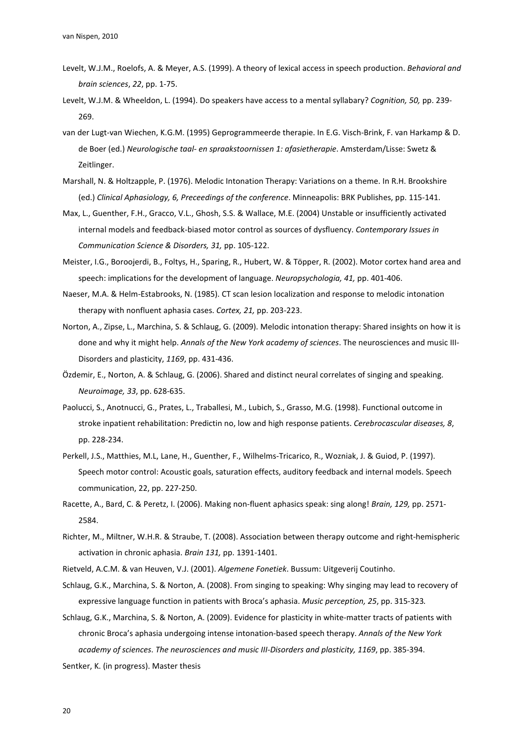Levelt, W.J.M., Roelofs, A. & Meyer, A.S. (1999). A theory of lexical access in speech production. *Behavioral and brain sciences*, *22*, pp. 1-75.

Levelt, W.J.M. & Wheeldon, L. (1994). Do speakers have access to a mental syllabary? *Cognition, 50,* pp. 239-269.

van der Lugt-van Wiechen, K.G.M. (1995) Geprogrammeerde therapie. In E.G. Visch-Brink, F. van Harkamp & D. de Boer (ed.) *Neurologische taal- en spraakstoornissen 1: afasietherapie*. Amsterdam/Lisse: Swetz & Zeitlinger.

Marshall, N. & Holtzapple, P. (1976). Melodic Intonation Therapy: Variations on a theme. In R.H. Brookshire (ed.) *Clinical Aphasiology, 6, Preceedings of the conference*. Minneapolis: BRK Publishes, pp. 115-141.

Max, L., Guenther, F.H., Gracco, V.L., Ghosh, S.S. & Wallace, M.E. (2004) Unstable or insufficiently activated internal models and feedback-biased motor control as sources of dysfluency. *Contemporary Issues in Communication Science & Disorders, 31,* pp. 105-122.

Meister, I.G., Boroojerdi, B., Foltys, H., Sparing, R., Hubert, W. & Töpper, R. (2002). Motor cortex hand area and speech: implications for the development of language. *Neuropsychologia, 41,* pp. 401-406.

Naeser, M.A. & Helm-Estabrooks, N. (1985). CT scan lesion localization and response to melodic intonation therapy with nonfluent aphasia cases. *Cortex, 21,* pp. 203-223.

Norton, A., Zipse, L., Marchina, S. & Schlaug, G. (2009). Melodic intonation therapy: Shared insights on how it is done and why it might help. *Annals of the New York academy of sciences*. The neurosciences and music III-Disorders and plasticity, *1169*, pp. 431-436.

Özdemir, E., Norton, A. & Schlaug, G. (2006). Shared and distinct neural correlates of singing and speaking. *Neuroimage, 33*, pp. 628-635.

Paolucci, S., Anotnucci, G., Prates, L., Traballesi, M., Lubich, S., Grasso, M.G. (1998). Functional outcome in stroke inpatient rehabilitation: Predictin no, low and high response patients. *Cerebrocascular diseases, 8*, pp. 228-234.

Perkell, J.S., Matthies, M.L, Lane, H., Guenther, F., Wilhelms-Tricarico, R., Wozniak, J. & Guiod, P. (1997). Speech motor control: Acoustic goals, saturation effects, auditory feedback and internal models. Speech communication, 22, pp. 227-250.

Racette, A., Bard, C. & Peretz, I. (2006). Making non-fluent aphasics speak: sing along! *Brain, 129,* pp. 2571-2584.

Richter, M., Miltner, W.H.R. & Straube, T. (2008). Association between therapy outcome and right-hemispheric activation in chronic aphasia. *Brain 131,* pp. 1391-1401.

Rietveld, A.C.M. & van Heuven, V.J. (2001). *Algemene Fonetiek*. Bussum: Uitgeverij Coutinho.

Schlaug, G.K., Marchina, S. & Norton, A. (2008). From singing to speaking: Why singing may lead to recovery of expressive language function in patients with Broca's aphasia. *Music perception, 25*, pp. 315-323*.*

Schlaug, G.K., Marchina, S. & Norton, A. (2009). Evidence for plasticity in white-matter tracts of patients with chronic Broca's aphasia undergoing intense intonation-based speech therapy. *Annals of the New York academy of sciences*. *The neurosciences and music III-Disorders and plasticity, 1169*, pp. 385-394.

Sentker, K. (in progress). Master thesis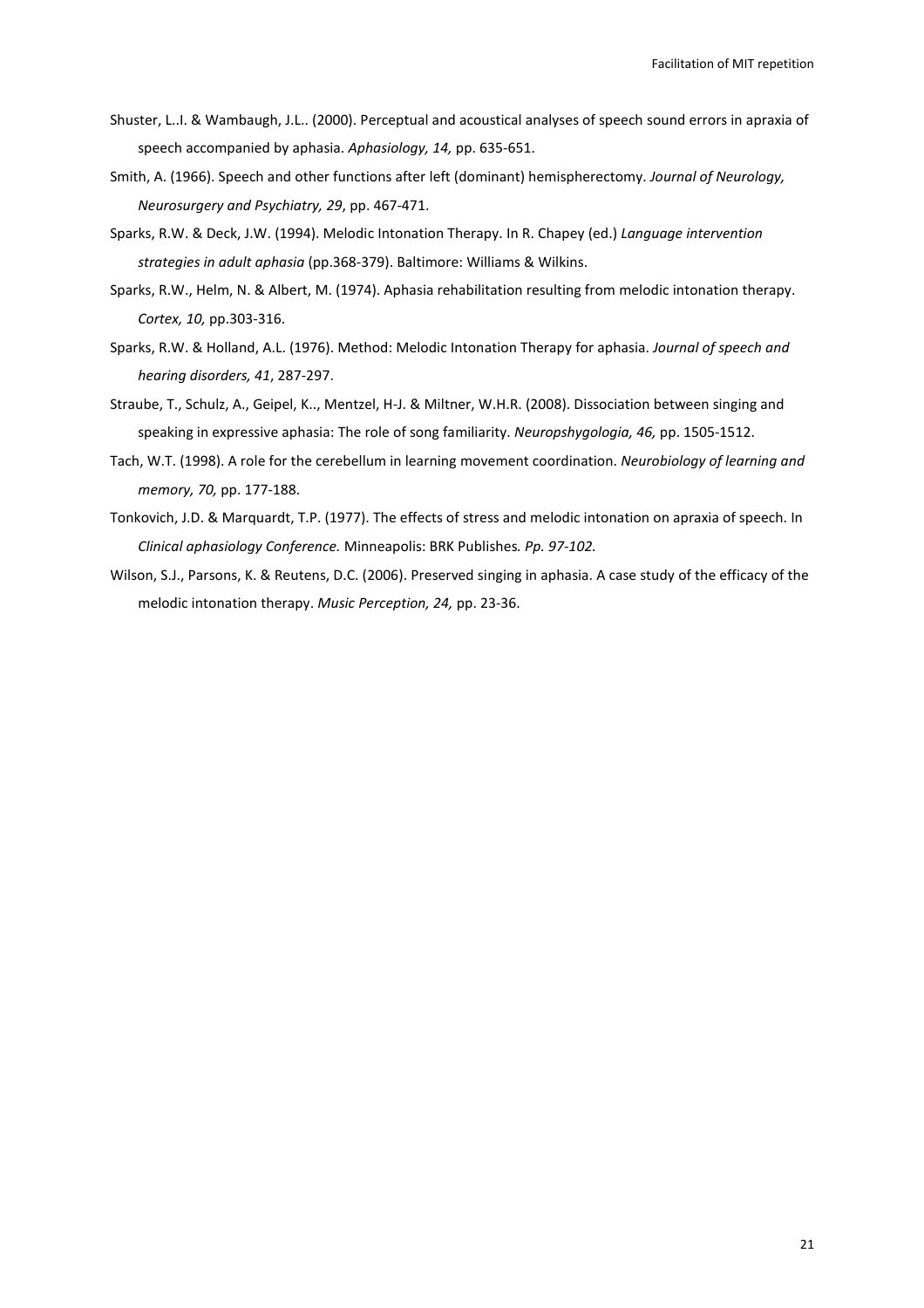Shuster, L..I. & Wambaugh, J.L.. (2000). Perceptual and acoustical analyses of speech sound errors in apraxia of speech accompanied by aphasia. *Aphasiology, 14,* pp. 635-651.

Smith, A. (1966). Speech and other functions after left (dominant) hemispherectomy. *Journal of Neurology, Neurosurgery and Psychiatry, 29*, pp. 467-471.

Sparks, R.W. & Deck, J.W. (1994). Melodic Intonation Therapy. In R. Chapey (ed.) *Language intervention strategies in adult aphasia* (pp.368-379). Baltimore: Williams & Wilkins.

Sparks, R.W., Helm, N. & Albert, M. (1974). Aphasia rehabilitation resulting from melodic intonation therapy. *Cortex, 10,* pp.303-316.

Sparks, R.W. & Holland, A.L. (1976). Method: Melodic Intonation Therapy for aphasia. *Journal of speech and hearing disorders, 41*, 287-297.

Straube, T., Schulz, A., Geipel, K.., Mentzel, H-J. & Miltner, W.H.R. (2008). Dissociation between singing and speaking in expressive aphasia: The role of song familiarity. *Neuropshygologia, 46,* pp. 1505-1512.

Tach, W.T. (1998). A role for the cerebellum in learning movement coordination. *Neurobiology of learning and memory, 70,* pp. 177-188.

Tonkovich, J.D. & Marquardt, T.P. (1977). The effects of stress and melodic intonation on apraxia of speech. In *Clinical aphasiology Conference.* Minneapolis: BRK Publishes*. Pp. 97-102.*

Wilson, S.J., Parsons, K. & Reutens, D.C. (2006). Preserved singing in aphasia. A case study of the efficacy of the melodic intonation therapy. *Music Perception, 24,* pp. 23-36.